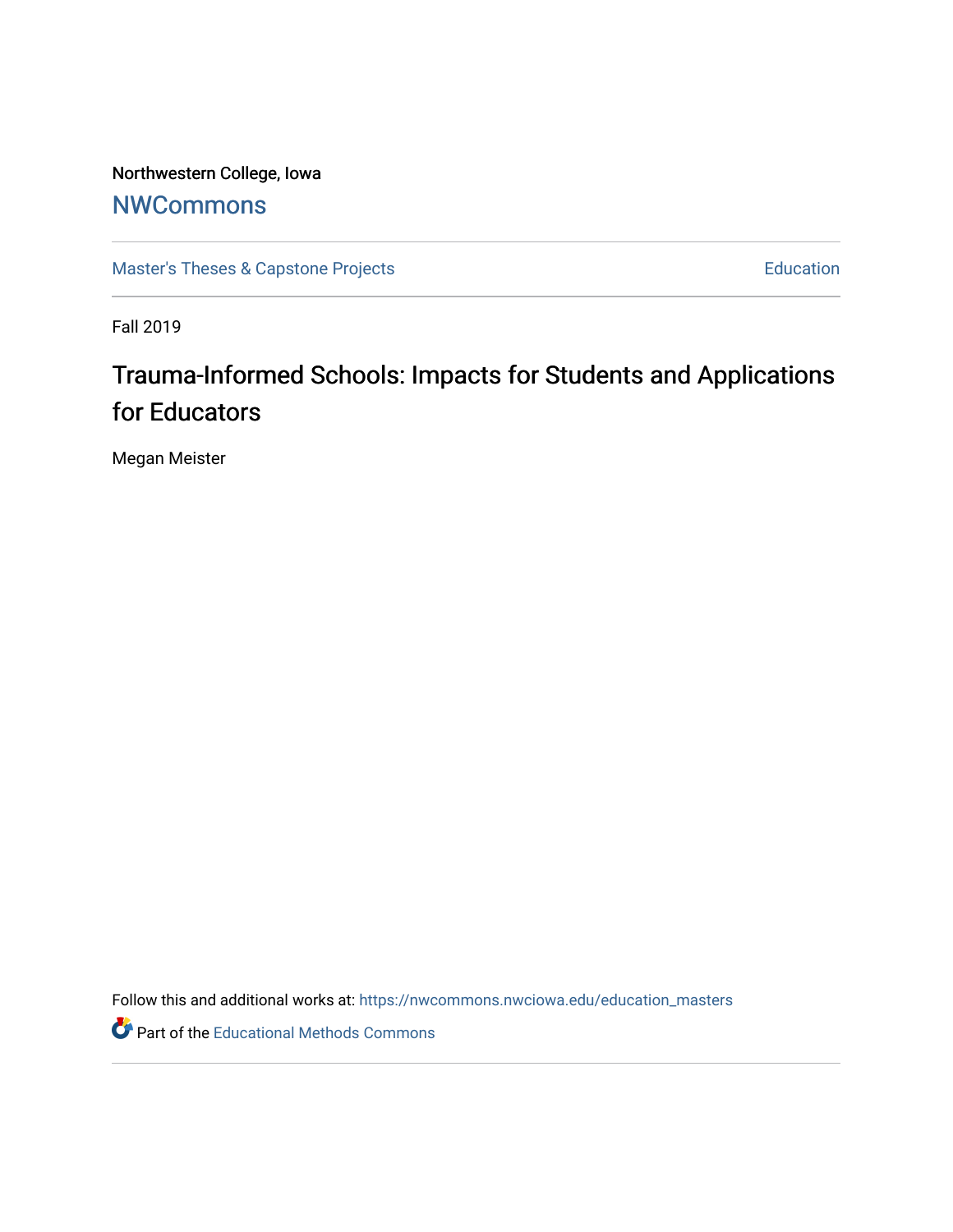Northwestern College, Iowa

## NWCommons

Master's Theses & Capstone Projects | Education

Fall 2019

# Trauma-Informed Schools: Impacts for Students and Applications for Educators

Megan Meister

Follow this and additional works at: https://nwcommons.nwciowa.edu/education_masters

Part of the Educational Methods Commons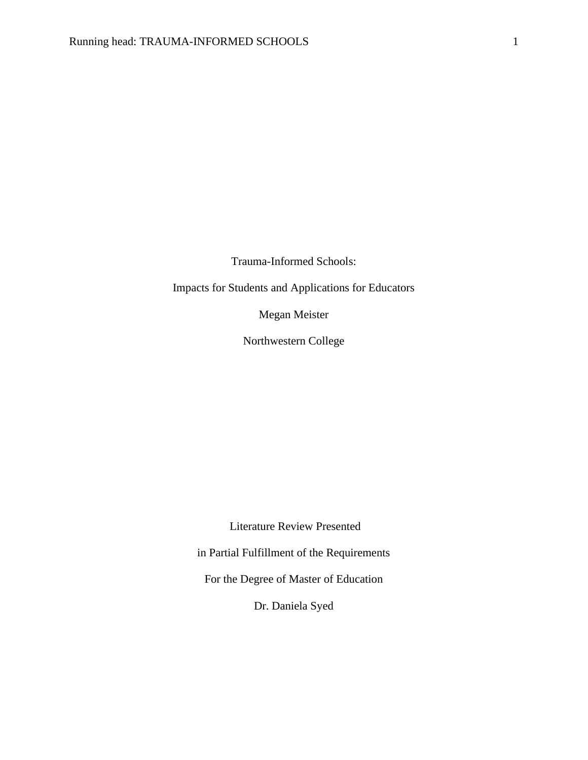Trauma-Informed Schools:

Impacts for Students and Applications for Educators

Megan Meister

Northwestern College

Literature Review Presented

in Partial Fulfillment of the Requirements

For the Degree of Master of Education

Dr. Daniela Syed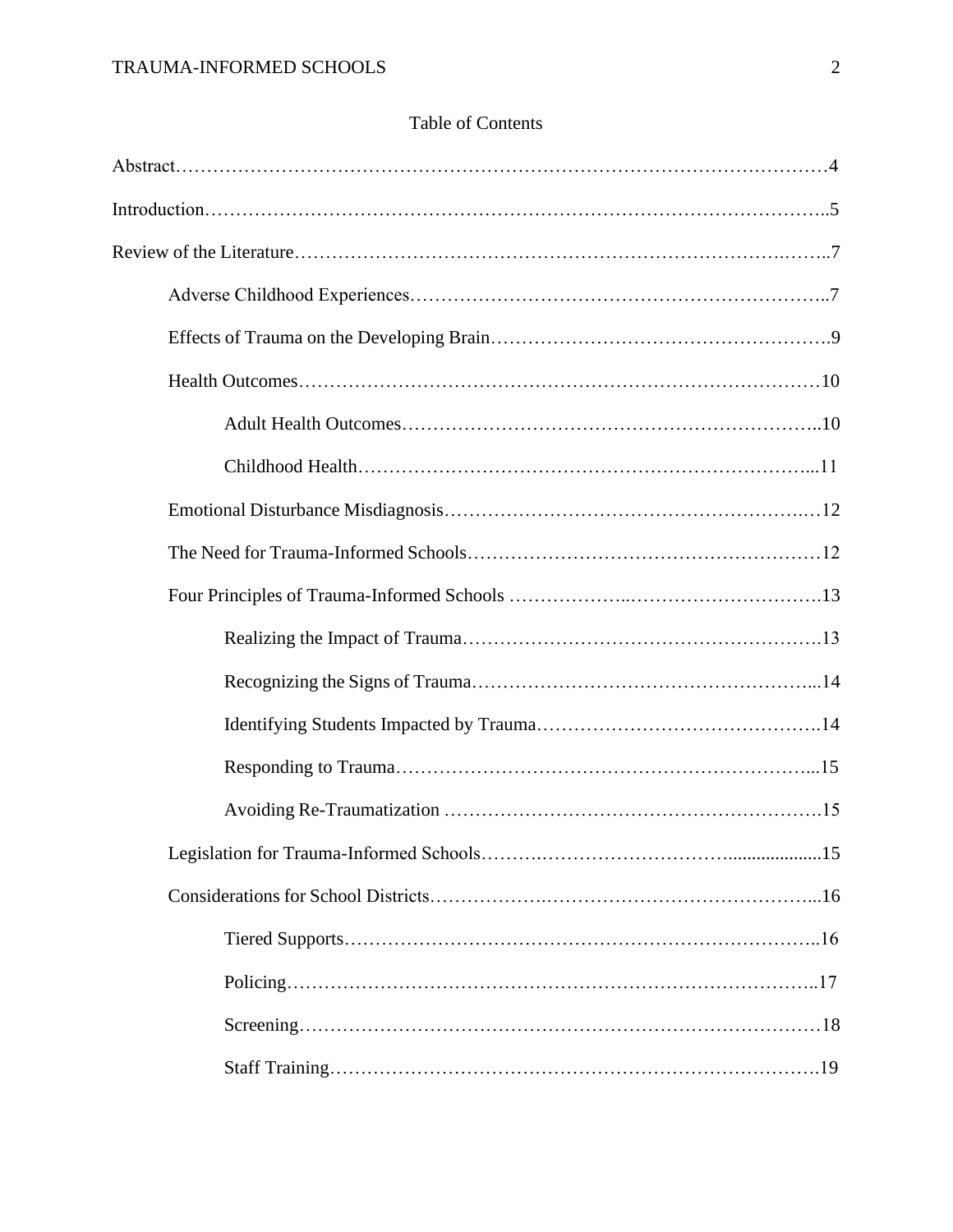## Table of Contents

Abstract……………………………………………………………………………………………4

Introduction……………………………………………………………………………………..5

Review of the Literature………………………………………………………………….……..7

- Adverse Childhood Experiences……………………………………………………………..7
- Effects of Trauma on the Developing Brain……………………………………………….9
- Health Outcomes……………………………………………………………………………10
    - Adult Health Outcomes………………………………………………………..10
    - Childhood Health……………………………………………………………...11
- Emotional Disturbance Misdiagnosis……………………………………………….…12
- The Need for Trauma-Informed Schools…………………………………………………12
- Four Principles of Trauma-Informed Schools ………………..………………………….13
    - Realizing the Impact of Trauma………………………………………………….13
    - Recognizing the Signs of Trauma……………………………………………....14
    - Identifying Students Impacted by Trauma……………………………………….14
    - Responding to Trauma……………………………………………………...15
    - Avoiding Re-Traumatization …………………………………………………….15
- Legislation for Trauma-Informed Schools……….………………………....................15
- Considerations for School Districts……………….……………………………………...16
    - Tiered Supports…………………………………………………………………..16
    - Policing…………………………………………………………………………..17
    - Screening…………………………………………………………………………18
    - Staff Training…………………………………………………………………….19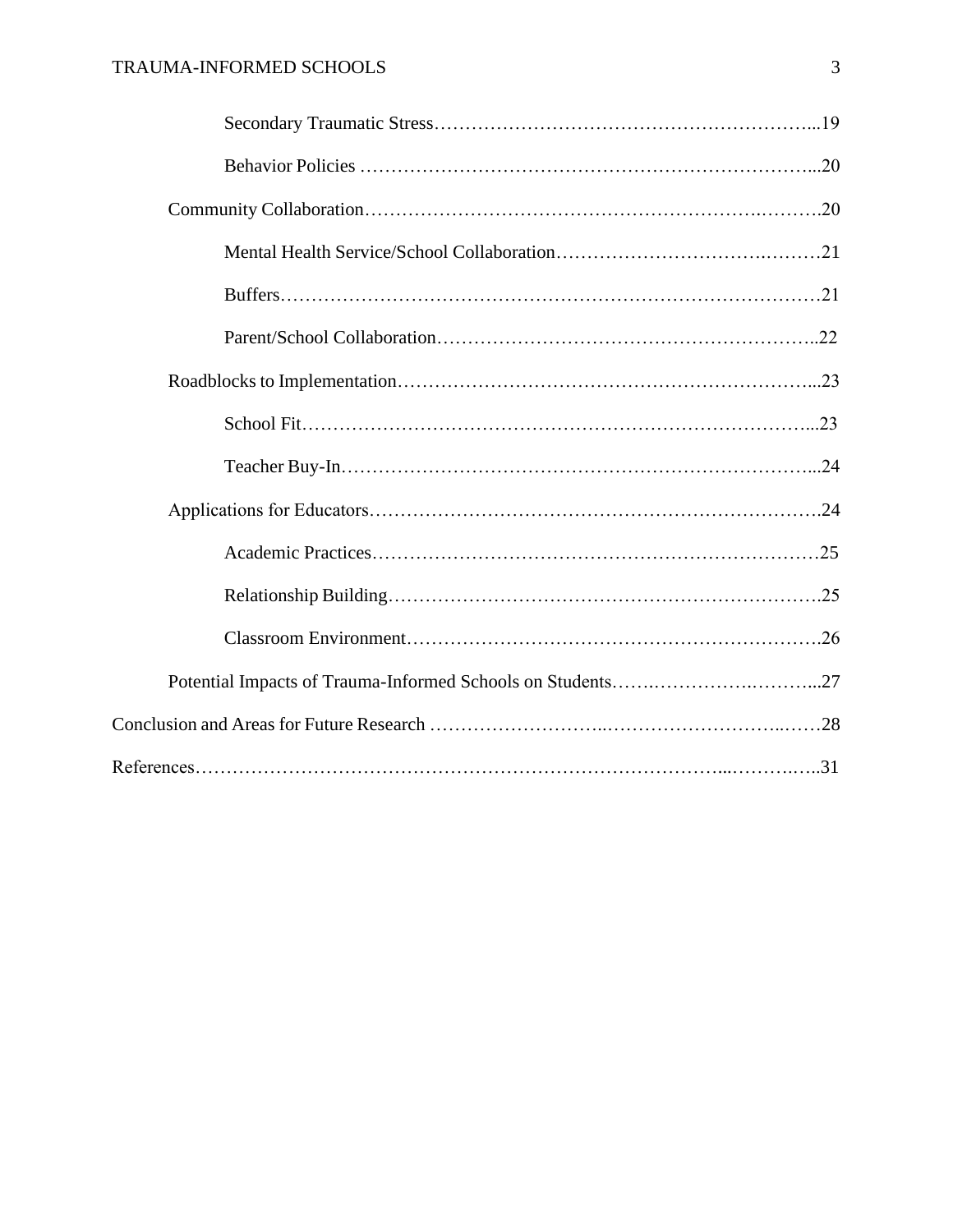Secondary Traumatic Stress……………………………………………………...19

Behavior Policies ……………………………………………………………...20

Community Collaboration…………………………………………………….……….20

Mental Health Service/School Collaboration……………………………….………21

Buffers……………………………………………………………………………21

Parent/School Collaboration……………………………………………………..22

Roadblocks to Implementation………………………………………………………...23

School Fit………………………………………………………………………...23

Teacher Buy-In…………………………………………………………………...24

Applications for Educators…………………………………………………………….24

Academic Practices………………………………………………………………25

Relationship Building…………………………………………………………….25

Classroom Environment…………………………………………………………26

Potential Impacts of Trauma-Informed Schools on Students…….…………….……...27

Conclusion and Areas for Future Research ……………………..…………………..……28

References……………………………………………………………………...……….…..31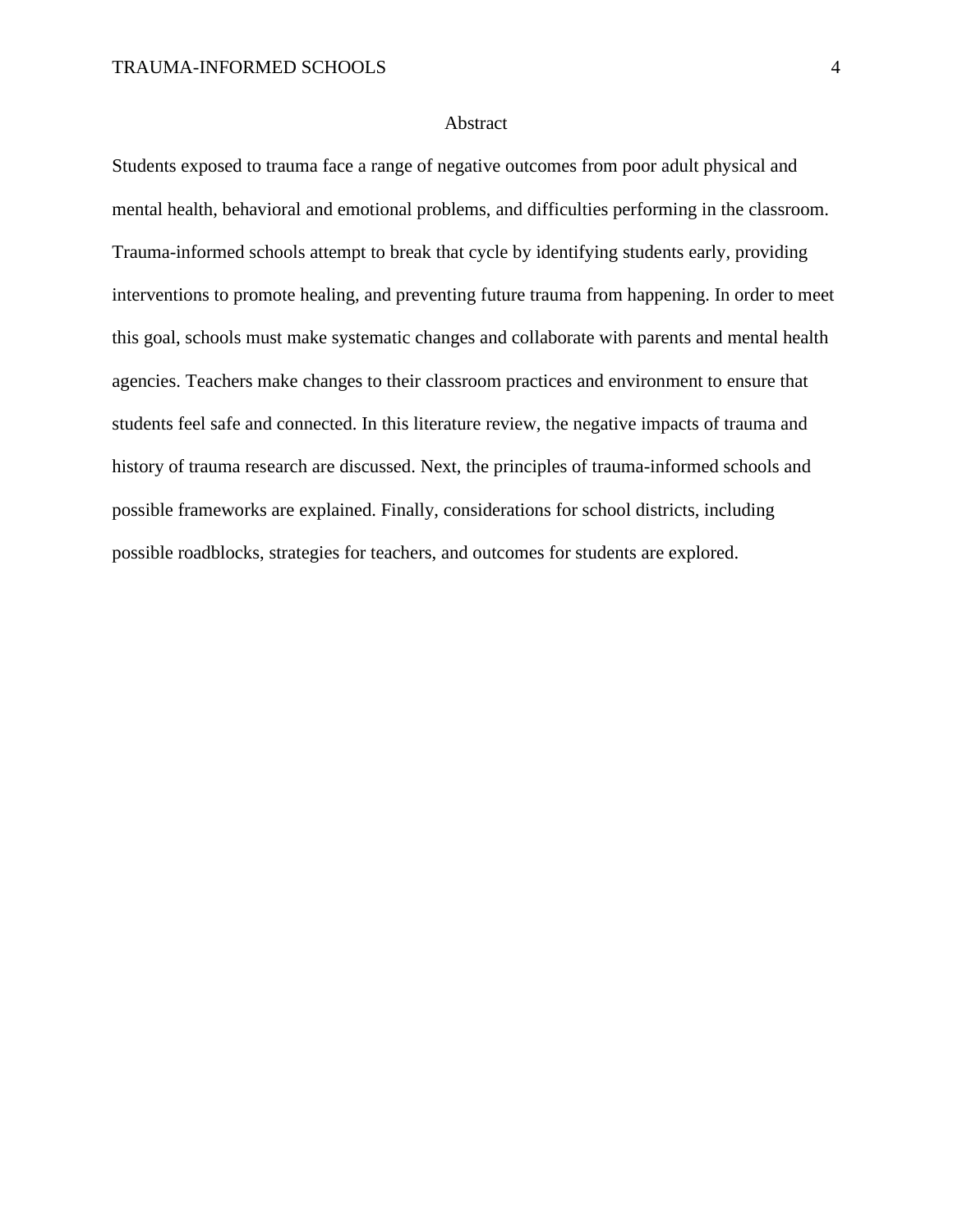# Abstract

Students exposed to trauma face a range of negative outcomes from poor adult physical and mental health, behavioral and emotional problems, and difficulties performing in the classroom. Trauma-informed schools attempt to break that cycle by identifying students early, providing interventions to promote healing, and preventing future trauma from happening. In order to meet this goal, schools must make systematic changes and collaborate with parents and mental health agencies. Teachers make changes to their classroom practices and environment to ensure that students feel safe and connected. In this literature review, the negative impacts of trauma and history of trauma research are discussed. Next, the principles of trauma-informed schools and possible frameworks are explained. Finally, considerations for school districts, including possible roadblocks, strategies for teachers, and outcomes for students are explored.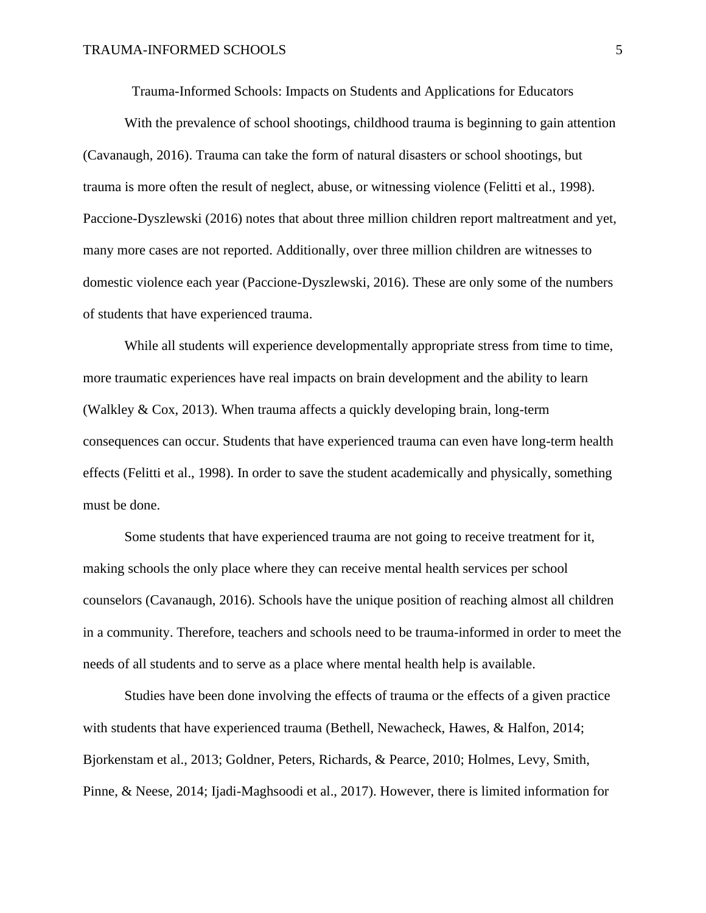# Trauma-Informed Schools: Impacts on Students and Applications for Educators

With the prevalence of school shootings, childhood trauma is beginning to gain attention (Cavanaugh, 2016). Trauma can take the form of natural disasters or school shootings, but trauma is more often the result of neglect, abuse, or witnessing violence (Felitti et al., 1998). Paccione-Dyszlewski (2016) notes that about three million children report maltreatment and yet, many more cases are not reported. Additionally, over three million children are witnesses to domestic violence each year (Paccione-Dyszlewski, 2016). These are only some of the numbers of students that have experienced trauma.

While all students will experience developmentally appropriate stress from time to time, more traumatic experiences have real impacts on brain development and the ability to learn (Walkley & Cox, 2013). When trauma affects a quickly developing brain, long-term consequences can occur. Students that have experienced trauma can even have long-term health effects (Felitti et al., 1998). In order to save the student academically and physically, something must be done.

Some students that have experienced trauma are not going to receive treatment for it, making schools the only place where they can receive mental health services per school counselors (Cavanaugh, 2016). Schools have the unique position of reaching almost all children in a community. Therefore, teachers and schools need to be trauma-informed in order to meet the needs of all students and to serve as a place where mental health help is available.

Studies have been done involving the effects of trauma or the effects of a given practice with students that have experienced trauma (Bethell, Newacheck, Hawes, & Halfon, 2014; Bjorkenstam et al., 2013; Goldner, Peters, Richards, & Pearce, 2010; Holmes, Levy, Smith, Pinne, & Neese, 2014; Ijadi-Maghsoodi et al., 2017). However, there is limited information for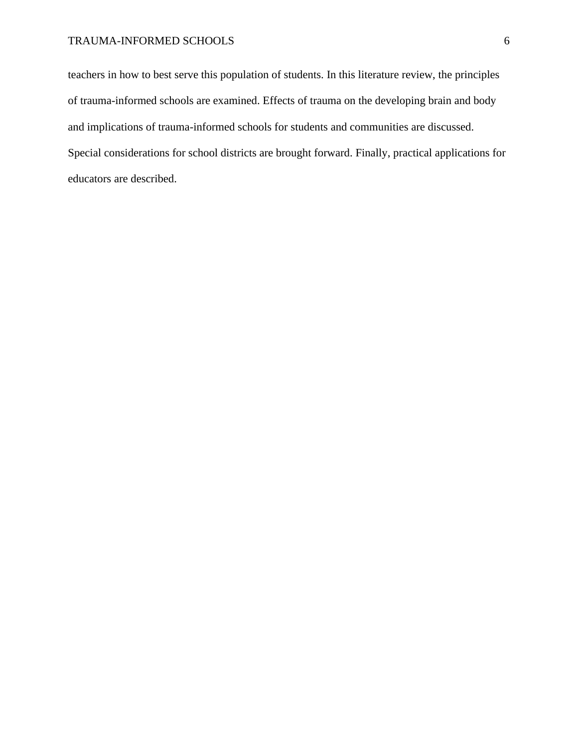teachers in how to best serve this population of students. In this literature review, the principles of trauma-informed schools are examined. Effects of trauma on the developing brain and body and implications of trauma-informed schools for students and communities are discussed. Special considerations for school districts are brought forward. Finally, practical applications for educators are described.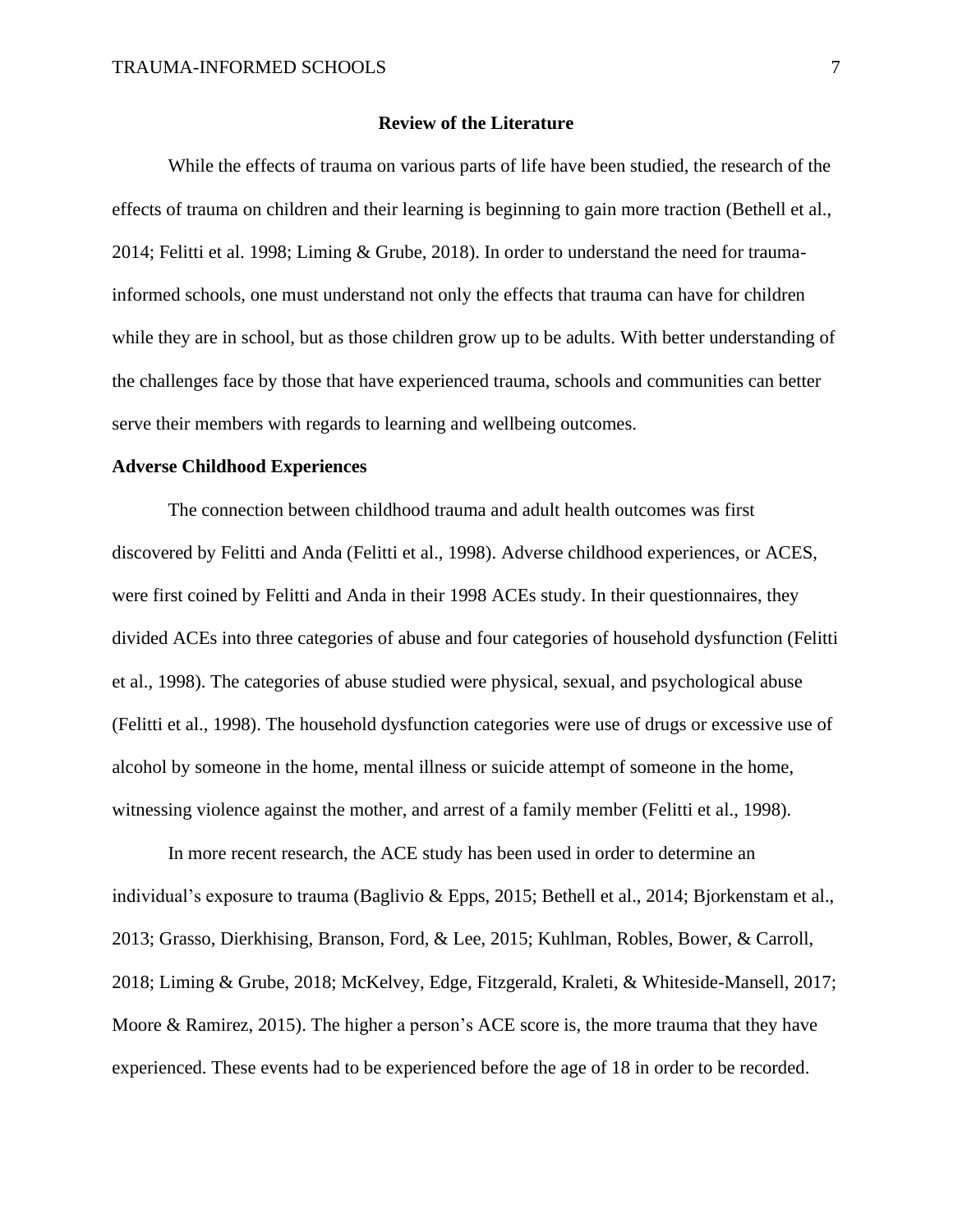## Review of the Literature

While the effects of trauma on various parts of life have been studied, the research of the effects of trauma on children and their learning is beginning to gain more traction (Bethell et al., 2014; Felitti et al. 1998; Liming & Grube, 2018). In order to understand the need for trauma-informed schools, one must understand not only the effects that trauma can have for children while they are in school, but as those children grow up to be adults. With better understanding of the challenges face by those that have experienced trauma, schools and communities can better serve their members with regards to learning and wellbeing outcomes.

### Adverse Childhood Experiences

The connection between childhood trauma and adult health outcomes was first discovered by Felitti and Anda (Felitti et al., 1998). Adverse childhood experiences, or ACES, were first coined by Felitti and Anda in their 1998 ACEs study. In their questionnaires, they divided ACEs into three categories of abuse and four categories of household dysfunction (Felitti et al., 1998). The categories of abuse studied were physical, sexual, and psychological abuse (Felitti et al., 1998). The household dysfunction categories were use of drugs or excessive use of alcohol by someone in the home, mental illness or suicide attempt of someone in the home, witnessing violence against the mother, and arrest of a family member (Felitti et al., 1998).

In more recent research, the ACE study has been used in order to determine an individual's exposure to trauma (Baglivio & Epps, 2015; Bethell et al., 2014; Bjorkenstam et al., 2013; Grasso, Dierkhising, Branson, Ford, & Lee, 2015; Kuhlman, Robles, Bower, & Carroll, 2018; Liming & Grube, 2018; McKelvey, Edge, Fitzgerald, Kraleti, & Whiteside-Mansell, 2017; Moore & Ramirez, 2015). The higher a person's ACE score is, the more trauma that they have experienced. These events had to be experienced before the age of 18 in order to be recorded.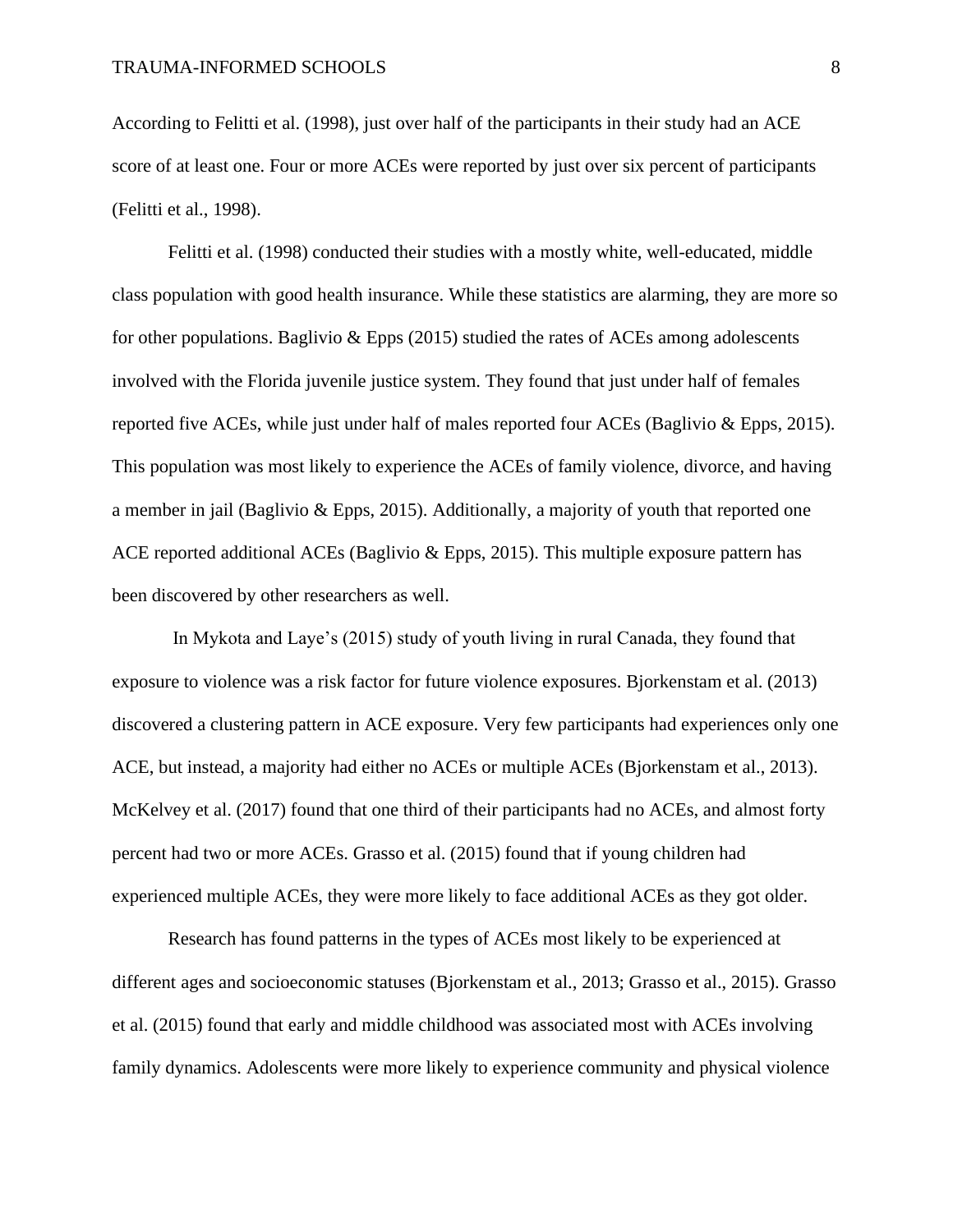According to Felitti et al. (1998), just over half of the participants in their study had an ACE score of at least one. Four or more ACEs were reported by just over six percent of participants (Felitti et al., 1998).

Felitti et al. (1998) conducted their studies with a mostly white, well-educated, middle class population with good health insurance. While these statistics are alarming, they are more so for other populations. Baglivio & Epps (2015) studied the rates of ACEs among adolescents involved with the Florida juvenile justice system. They found that just under half of females reported five ACEs, while just under half of males reported four ACEs (Baglivio & Epps, 2015). This population was most likely to experience the ACEs of family violence, divorce, and having a member in jail (Baglivio & Epps, 2015). Additionally, a majority of youth that reported one ACE reported additional ACEs (Baglivio & Epps, 2015). This multiple exposure pattern has been discovered by other researchers as well.

In Mykota and Laye's (2015) study of youth living in rural Canada, they found that exposure to violence was a risk factor for future violence exposures. Bjorkenstam et al. (2013) discovered a clustering pattern in ACE exposure. Very few participants had experiences only one ACE, but instead, a majority had either no ACEs or multiple ACEs (Bjorkenstam et al., 2013). McKelvey et al. (2017) found that one third of their participants had no ACEs, and almost forty percent had two or more ACEs. Grasso et al. (2015) found that if young children had experienced multiple ACEs, they were more likely to face additional ACEs as they got older.

Research has found patterns in the types of ACEs most likely to be experienced at different ages and socioeconomic statuses (Bjorkenstam et al., 2013; Grasso et al., 2015). Grasso et al. (2015) found that early and middle childhood was associated most with ACEs involving family dynamics. Adolescents were more likely to experience community and physical violence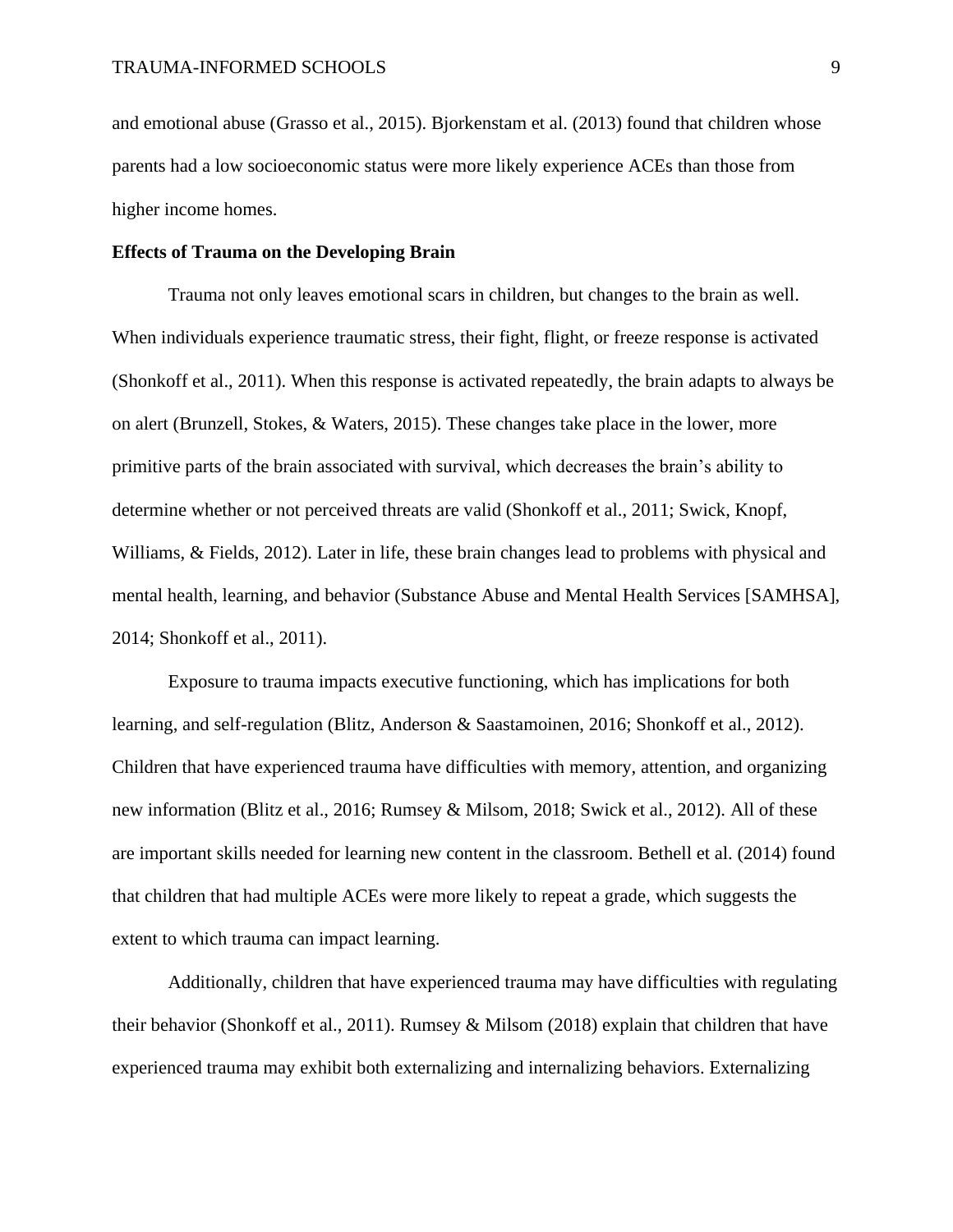and emotional abuse (Grasso et al., 2015). Bjorkenstam et al. (2013) found that children whose parents had a low socioeconomic status were more likely experience ACEs than those from higher income homes.

**Effects of Trauma on the Developing Brain**

Trauma not only leaves emotional scars in children, but changes to the brain as well. When individuals experience traumatic stress, their fight, flight, or freeze response is activated (Shonkoff et al., 2011). When this response is activated repeatedly, the brain adapts to always be on alert (Brunzell, Stokes, & Waters, 2015). These changes take place in the lower, more primitive parts of the brain associated with survival, which decreases the brain's ability to determine whether or not perceived threats are valid (Shonkoff et al., 2011; Swick, Knopf, Williams, & Fields, 2012). Later in life, these brain changes lead to problems with physical and mental health, learning, and behavior (Substance Abuse and Mental Health Services [SAMHSA], 2014; Shonkoff et al., 2011).

Exposure to trauma impacts executive functioning, which has implications for both learning, and self-regulation (Blitz, Anderson & Saastamoinen, 2016; Shonkoff et al., 2012). Children that have experienced trauma have difficulties with memory, attention, and organizing new information (Blitz et al., 2016; Rumsey & Milsom, 2018; Swick et al., 2012). All of these are important skills needed for learning new content in the classroom. Bethell et al. (2014) found that children that had multiple ACEs were more likely to repeat a grade, which suggests the extent to which trauma can impact learning.

Additionally, children that have experienced trauma may have difficulties with regulating their behavior (Shonkoff et al., 2011). Rumsey & Milsom (2018) explain that children that have experienced trauma may exhibit both externalizing and internalizing behaviors. Externalizing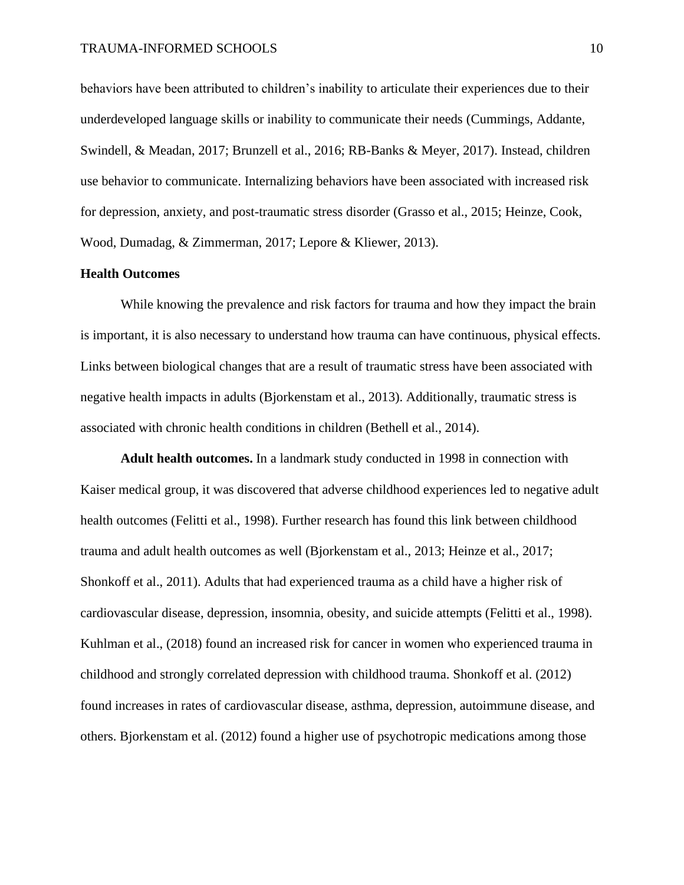behaviors have been attributed to children's inability to articulate their experiences due to their underdeveloped language skills or inability to communicate their needs (Cummings, Addante, Swindell, & Meadan, 2017; Brunzell et al., 2016; RB-Banks & Meyer, 2017). Instead, children use behavior to communicate. Internalizing behaviors have been associated with increased risk for depression, anxiety, and post-traumatic stress disorder (Grasso et al., 2015; Heinze, Cook, Wood, Dumadag, & Zimmerman, 2017; Lepore & Kliewer, 2013).

## Health Outcomes

While knowing the prevalence and risk factors for trauma and how they impact the brain is important, it is also necessary to understand how trauma can have continuous, physical effects. Links between biological changes that are a result of traumatic stress have been associated with negative health impacts in adults (Bjorkenstam et al., 2013). Additionally, traumatic stress is associated with chronic health conditions in children (Bethell et al., 2014).

**Adult health outcomes.** In a landmark study conducted in 1998 in connection with Kaiser medical group, it was discovered that adverse childhood experiences led to negative adult health outcomes (Felitti et al., 1998). Further research has found this link between childhood trauma and adult health outcomes as well (Bjorkenstam et al., 2013; Heinze et al., 2017; Shonkoff et al., 2011). Adults that had experienced trauma as a child have a higher risk of cardiovascular disease, depression, insomnia, obesity, and suicide attempts (Felitti et al., 1998). Kuhlman et al., (2018) found an increased risk for cancer in women who experienced trauma in childhood and strongly correlated depression with childhood trauma. Shonkoff et al. (2012) found increases in rates of cardiovascular disease, asthma, depression, autoimmune disease, and others. Bjorkenstam et al. (2012) found a higher use of psychotropic medications among those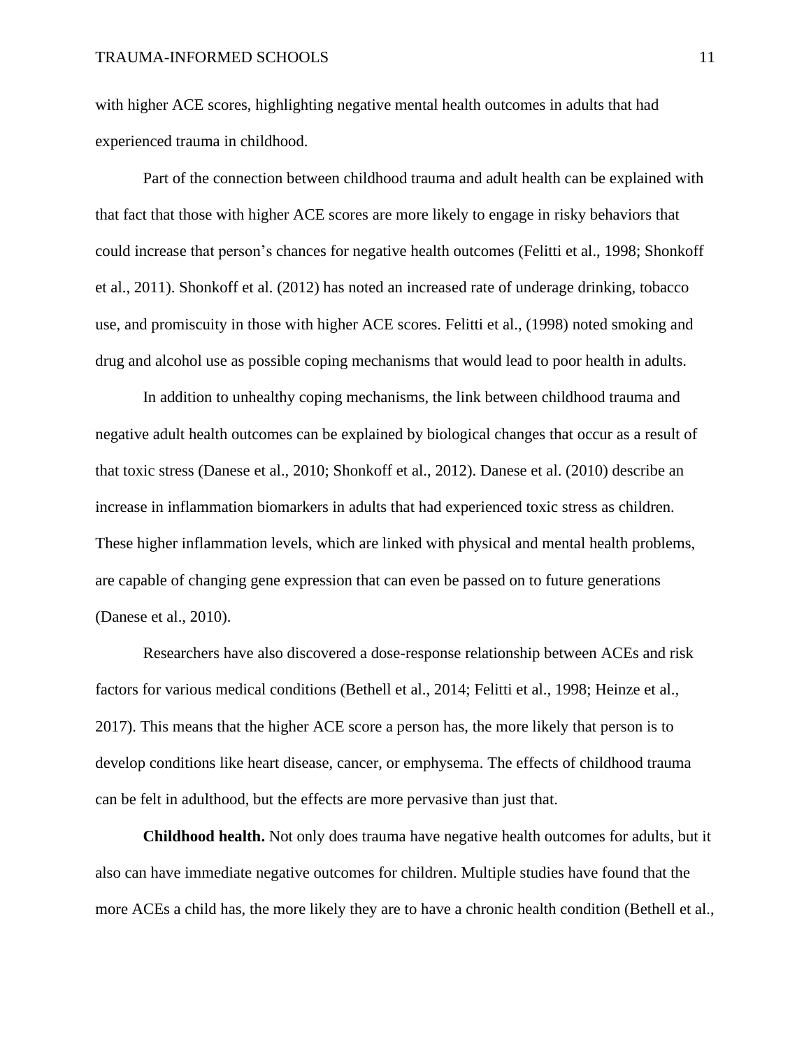with higher ACE scores, highlighting negative mental health outcomes in adults that had experienced trauma in childhood.

Part of the connection between childhood trauma and adult health can be explained with that fact that those with higher ACE scores are more likely to engage in risky behaviors that could increase that person's chances for negative health outcomes (Felitti et al., 1998; Shonkoff et al., 2011). Shonkoff et al. (2012) has noted an increased rate of underage drinking, tobacco use, and promiscuity in those with higher ACE scores. Felitti et al., (1998) noted smoking and drug and alcohol use as possible coping mechanisms that would lead to poor health in adults.

In addition to unhealthy coping mechanisms, the link between childhood trauma and negative adult health outcomes can be explained by biological changes that occur as a result of that toxic stress (Danese et al., 2010; Shonkoff et al., 2012). Danese et al. (2010) describe an increase in inflammation biomarkers in adults that had experienced toxic stress as children. These higher inflammation levels, which are linked with physical and mental health problems, are capable of changing gene expression that can even be passed on to future generations (Danese et al., 2010).

Researchers have also discovered a dose-response relationship between ACEs and risk factors for various medical conditions (Bethell et al., 2014; Felitti et al., 1998; Heinze et al., 2017). This means that the higher ACE score a person has, the more likely that person is to develop conditions like heart disease, cancer, or emphysema. The effects of childhood trauma can be felt in adulthood, but the effects are more pervasive than just that.

**Childhood health.** Not only does trauma have negative health outcomes for adults, but it also can have immediate negative outcomes for children. Multiple studies have found that the more ACEs a child has, the more likely they are to have a chronic health condition (Bethell et al.,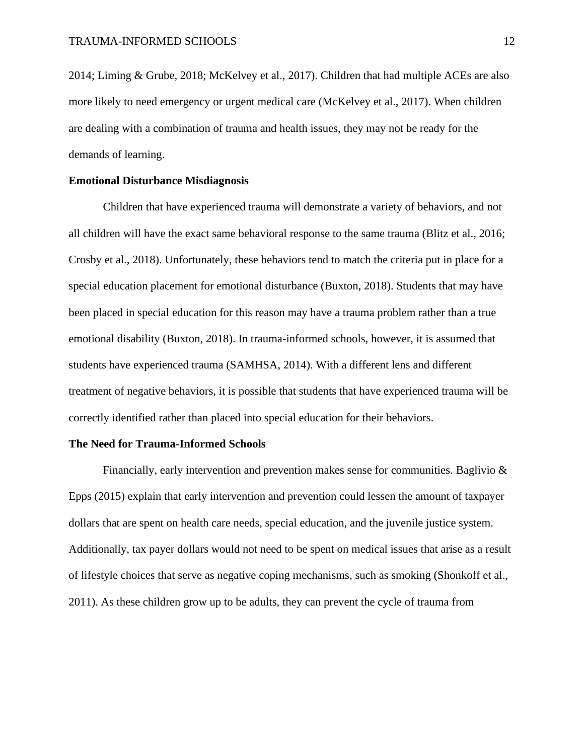2014; Liming & Grube, 2018; McKelvey et al., 2017). Children that had multiple ACEs are also more likely to need emergency or urgent medical care (McKelvey et al., 2017). When children are dealing with a combination of trauma and health issues, they may not be ready for the demands of learning.

## Emotional Disturbance Misdiagnosis

Children that have experienced trauma will demonstrate a variety of behaviors, and not all children will have the exact same behavioral response to the same trauma (Blitz et al., 2016; Crosby et al., 2018). Unfortunately, these behaviors tend to match the criteria put in place for a special education placement for emotional disturbance (Buxton, 2018). Students that may have been placed in special education for this reason may have a trauma problem rather than a true emotional disability (Buxton, 2018). In trauma-informed schools, however, it is assumed that students have experienced trauma (SAMHSA, 2014). With a different lens and different treatment of negative behaviors, it is possible that students that have experienced trauma will be correctly identified rather than placed into special education for their behaviors.

## The Need for Trauma-Informed Schools

Financially, early intervention and prevention makes sense for communities. Baglivio & Epps (2015) explain that early intervention and prevention could lessen the amount of taxpayer dollars that are spent on health care needs, special education, and the juvenile justice system. Additionally, tax payer dollars would not need to be spent on medical issues that arise as a result of lifestyle choices that serve as negative coping mechanisms, such as smoking (Shonkoff et al., 2011). As these children grow up to be adults, they can prevent the cycle of trauma from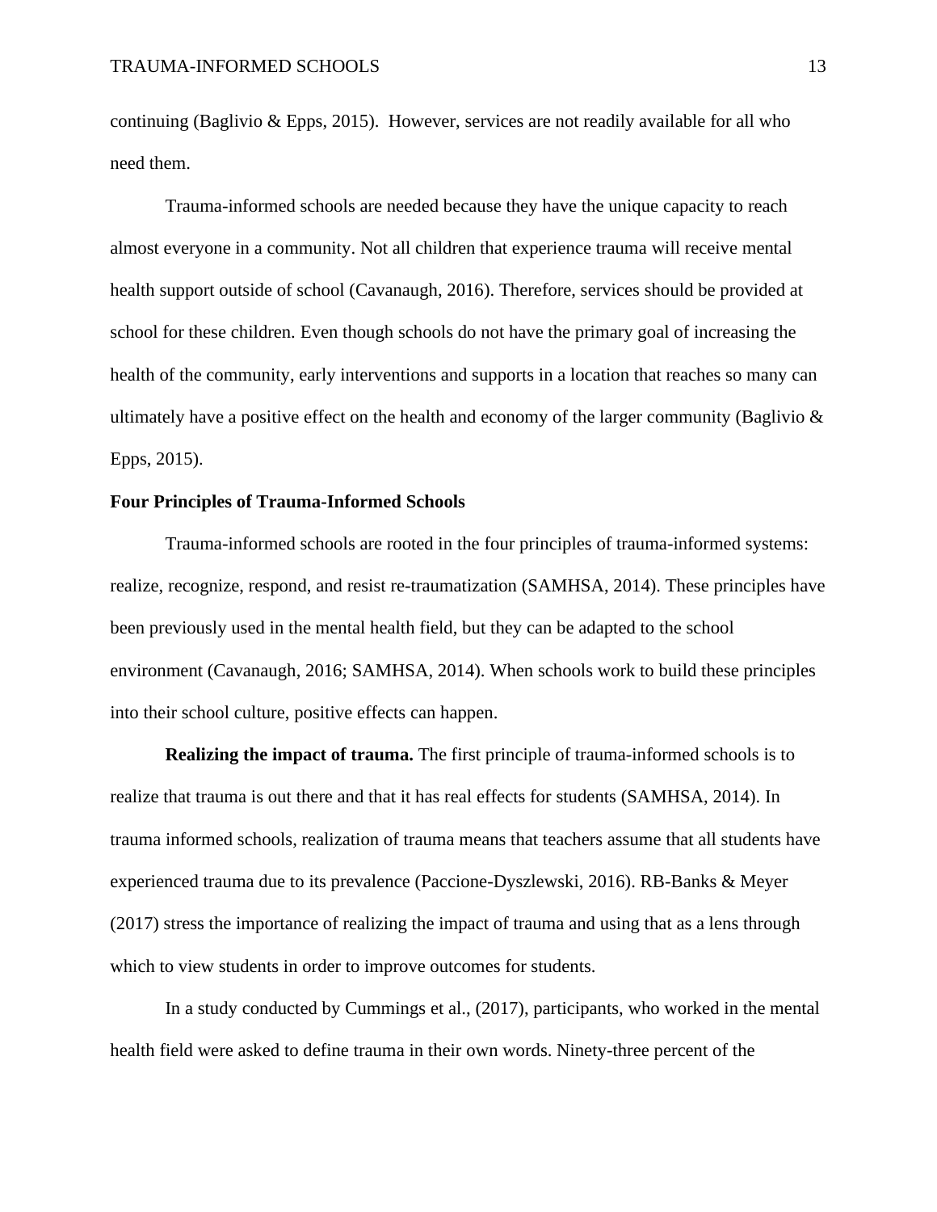continuing (Baglivio & Epps, 2015). However, services are not readily available for all who need them.

Trauma-informed schools are needed because they have the unique capacity to reach almost everyone in a community. Not all children that experience trauma will receive mental health support outside of school (Cavanaugh, 2016). Therefore, services should be provided at school for these children. Even though schools do not have the primary goal of increasing the health of the community, early interventions and supports in a location that reaches so many can ultimately have a positive effect on the health and economy of the larger community (Baglivio & Epps, 2015).

## Four Principles of Trauma-Informed Schools

Trauma-informed schools are rooted in the four principles of trauma-informed systems: realize, recognize, respond, and resist re-traumatization (SAMHSA, 2014). These principles have been previously used in the mental health field, but they can be adapted to the school environment (Cavanaugh, 2016; SAMHSA, 2014). When schools work to build these principles into their school culture, positive effects can happen.

**Realizing the impact of trauma.** The first principle of trauma-informed schools is to realize that trauma is out there and that it has real effects for students (SAMHSA, 2014). In trauma informed schools, realization of trauma means that teachers assume that all students have experienced trauma due to its prevalence (Paccione-Dyszlewski, 2016). RB-Banks & Meyer (2017) stress the importance of realizing the impact of trauma and using that as a lens through which to view students in order to improve outcomes for students.

In a study conducted by Cummings et al., (2017), participants, who worked in the mental health field were asked to define trauma in their own words. Ninety-three percent of the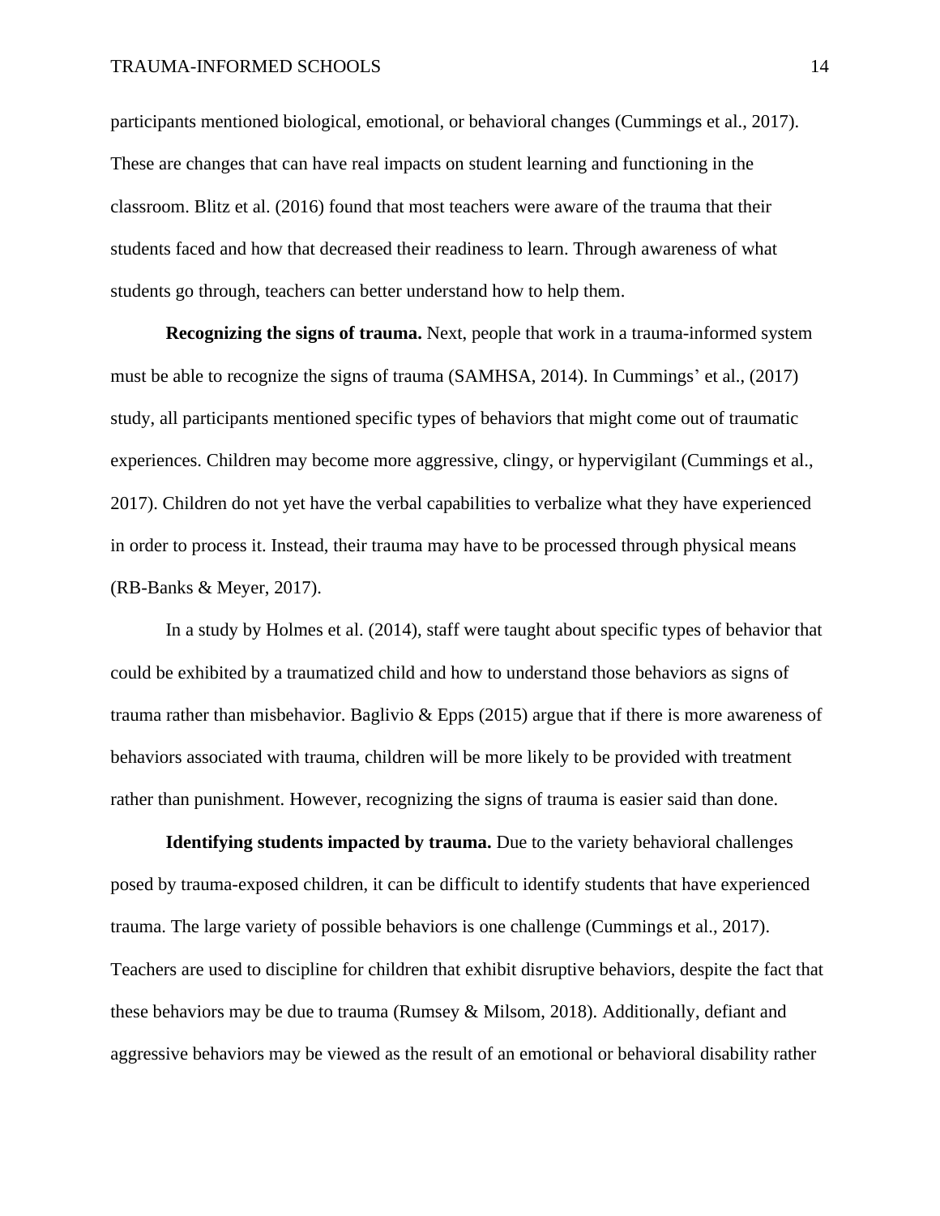participants mentioned biological, emotional, or behavioral changes (Cummings et al., 2017). These are changes that can have real impacts on student learning and functioning in the classroom. Blitz et al. (2016) found that most teachers were aware of the trauma that their students faced and how that decreased their readiness to learn. Through awareness of what students go through, teachers can better understand how to help them.

**Recognizing the signs of trauma.** Next, people that work in a trauma-informed system must be able to recognize the signs of trauma (SAMHSA, 2014). In Cummings' et al., (2017) study, all participants mentioned specific types of behaviors that might come out of traumatic experiences. Children may become more aggressive, clingy, or hypervigilant (Cummings et al., 2017). Children do not yet have the verbal capabilities to verbalize what they have experienced in order to process it. Instead, their trauma may have to be processed through physical means (RB-Banks & Meyer, 2017).

In a study by Holmes et al. (2014), staff were taught about specific types of behavior that could be exhibited by a traumatized child and how to understand those behaviors as signs of trauma rather than misbehavior. Baglivio & Epps (2015) argue that if there is more awareness of behaviors associated with trauma, children will be more likely to be provided with treatment rather than punishment. However, recognizing the signs of trauma is easier said than done.

**Identifying students impacted by trauma.** Due to the variety behavioral challenges posed by trauma-exposed children, it can be difficult to identify students that have experienced trauma. The large variety of possible behaviors is one challenge (Cummings et al., 2017). Teachers are used to discipline for children that exhibit disruptive behaviors, despite the fact that these behaviors may be due to trauma (Rumsey & Milsom, 2018). Additionally, defiant and aggressive behaviors may be viewed as the result of an emotional or behavioral disability rather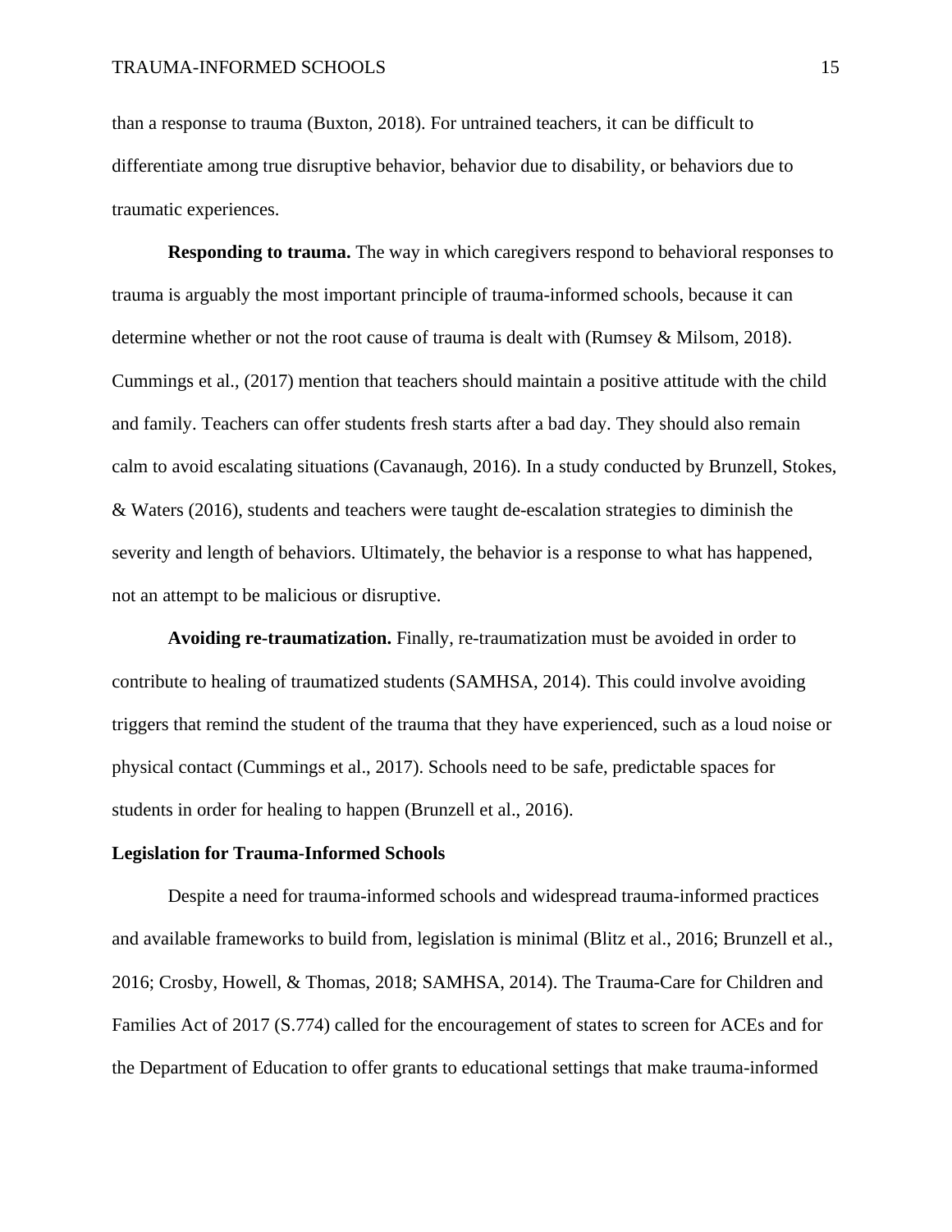than a response to trauma (Buxton, 2018). For untrained teachers, it can be difficult to differentiate among true disruptive behavior, behavior due to disability, or behaviors due to traumatic experiences.

**Responding to trauma.** The way in which caregivers respond to behavioral responses to trauma is arguably the most important principle of trauma-informed schools, because it can determine whether or not the root cause of trauma is dealt with (Rumsey & Milsom, 2018). Cummings et al., (2017) mention that teachers should maintain a positive attitude with the child and family. Teachers can offer students fresh starts after a bad day. They should also remain calm to avoid escalating situations (Cavanaugh, 2016). In a study conducted by Brunzell, Stokes, & Waters (2016), students and teachers were taught de-escalation strategies to diminish the severity and length of behaviors. Ultimately, the behavior is a response to what has happened, not an attempt to be malicious or disruptive.

**Avoiding re-traumatization.** Finally, re-traumatization must be avoided in order to contribute to healing of traumatized students (SAMHSA, 2014). This could involve avoiding triggers that remind the student of the trauma that they have experienced, such as a loud noise or physical contact (Cummings et al., 2017). Schools need to be safe, predictable spaces for students in order for healing to happen (Brunzell et al., 2016).

## Legislation for Trauma-Informed Schools

Despite a need for trauma-informed schools and widespread trauma-informed practices and available frameworks to build from, legislation is minimal (Blitz et al., 2016; Brunzell et al., 2016; Crosby, Howell, & Thomas, 2018; SAMHSA, 2014). The Trauma-Care for Children and Families Act of 2017 (S.774) called for the encouragement of states to screen for ACEs and for the Department of Education to offer grants to educational settings that make trauma-informed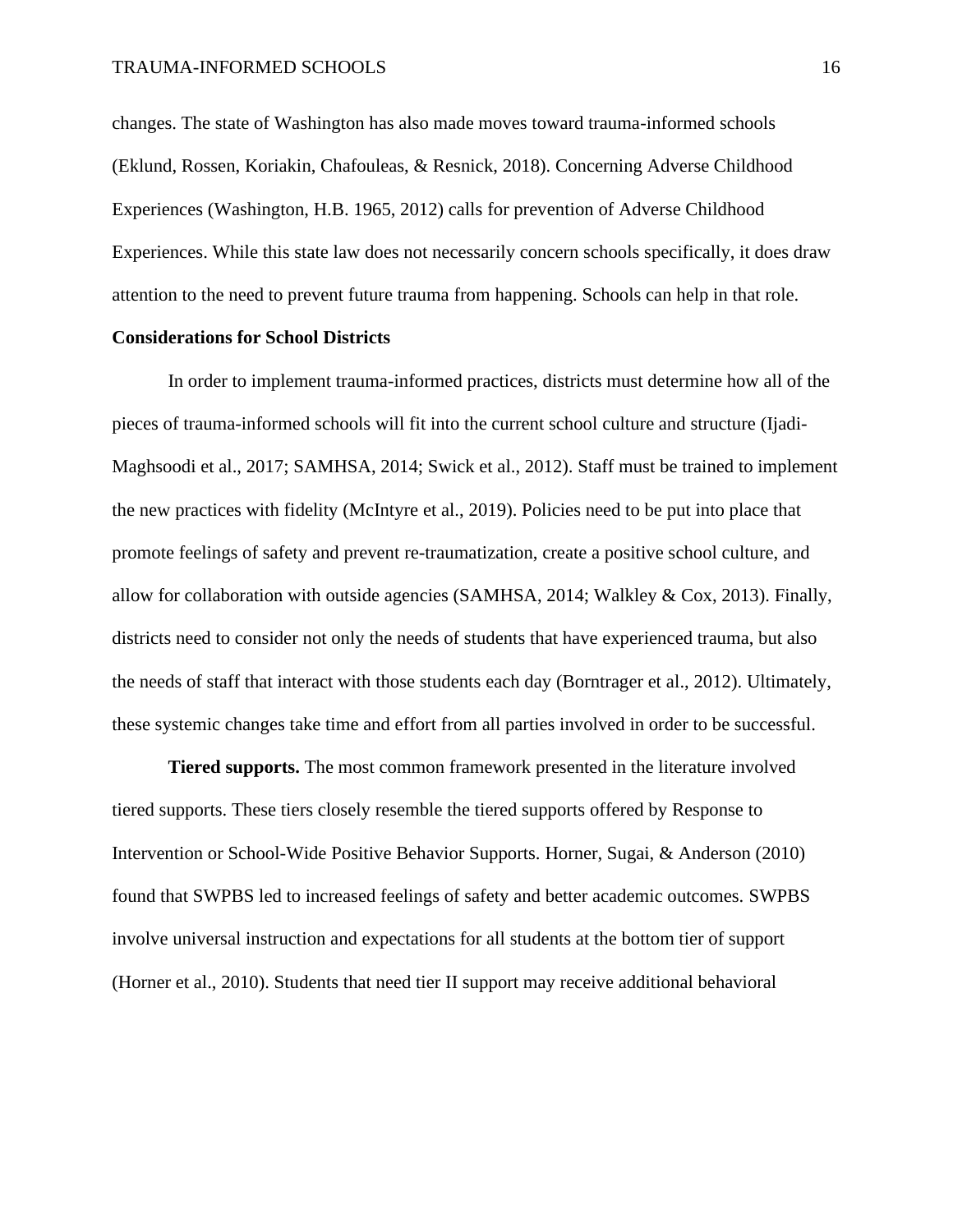changes. The state of Washington has also made moves toward trauma-informed schools (Eklund, Rossen, Koriakin, Chafouleas, & Resnick, 2018). Concerning Adverse Childhood Experiences (Washington, H.B. 1965, 2012) calls for prevention of Adverse Childhood Experiences. While this state law does not necessarily concern schools specifically, it does draw attention to the need to prevent future trauma from happening. Schools can help in that role.

## Considerations for School Districts

In order to implement trauma-informed practices, districts must determine how all of the pieces of trauma-informed schools will fit into the current school culture and structure (Ijadi-Maghsoodi et al., 2017; SAMHSA, 2014; Swick et al., 2012). Staff must be trained to implement the new practices with fidelity (McIntyre et al., 2019). Policies need to be put into place that promote feelings of safety and prevent re-traumatization, create a positive school culture, and allow for collaboration with outside agencies (SAMHSA, 2014; Walkley & Cox, 2013). Finally, districts need to consider not only the needs of students that have experienced trauma, but also the needs of staff that interact with those students each day (Borntrager et al., 2012). Ultimately, these systemic changes take time and effort from all parties involved in order to be successful.

**Tiered supports.** The most common framework presented in the literature involved tiered supports. These tiers closely resemble the tiered supports offered by Response to Intervention or School-Wide Positive Behavior Supports. Horner, Sugai, & Anderson (2010) found that SWPBS led to increased feelings of safety and better academic outcomes. SWPBS involve universal instruction and expectations for all students at the bottom tier of support (Horner et al., 2010). Students that need tier II support may receive additional behavioral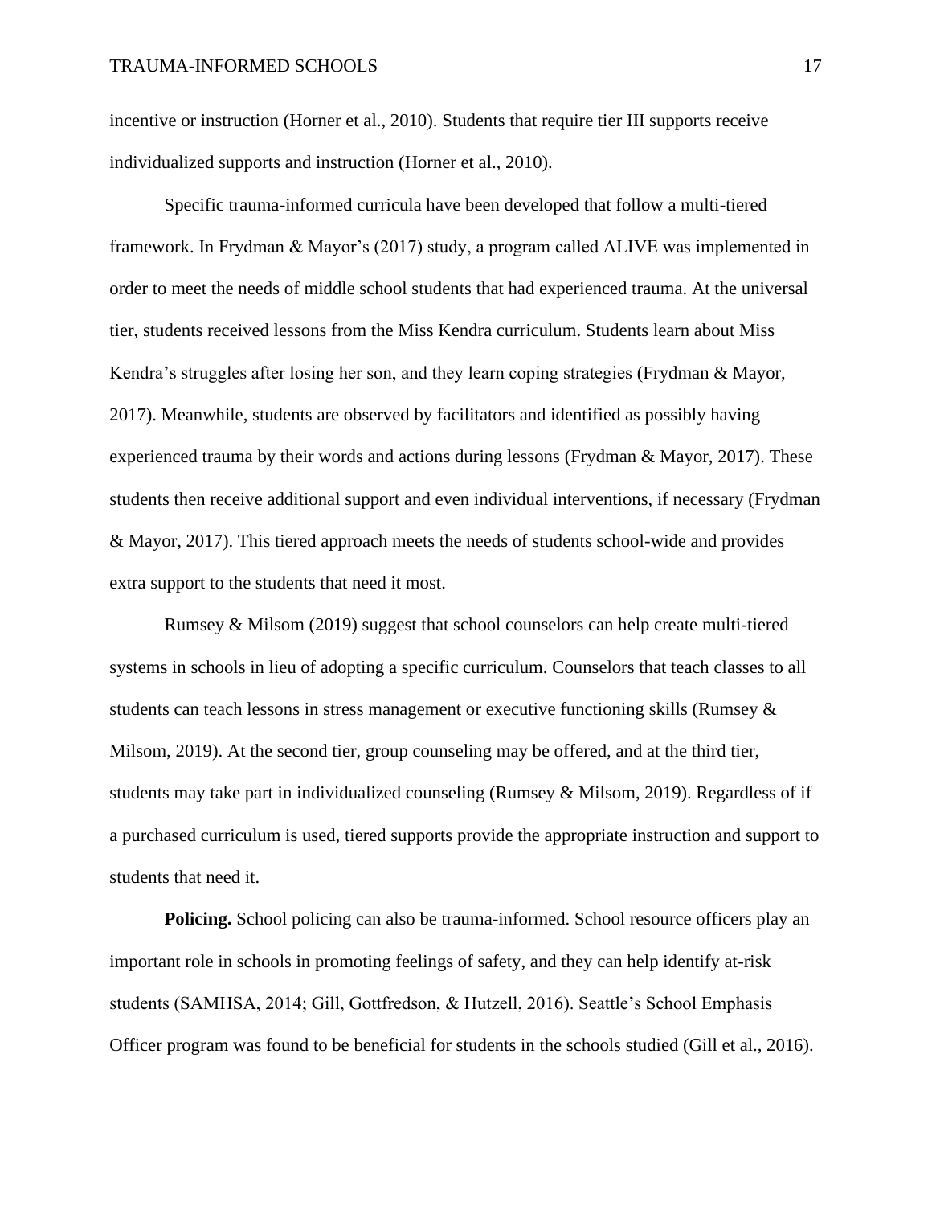incentive or instruction (Horner et al., 2010). Students that require tier III supports receive individualized supports and instruction (Horner et al., 2010).

Specific trauma-informed curricula have been developed that follow a multi-tiered framework. In Frydman & Mayor's (2017) study, a program called ALIVE was implemented in order to meet the needs of middle school students that had experienced trauma. At the universal tier, students received lessons from the Miss Kendra curriculum. Students learn about Miss Kendra's struggles after losing her son, and they learn coping strategies (Frydman & Mayor, 2017). Meanwhile, students are observed by facilitators and identified as possibly having experienced trauma by their words and actions during lessons (Frydman & Mayor, 2017). These students then receive additional support and even individual interventions, if necessary (Frydman & Mayor, 2017). This tiered approach meets the needs of students school-wide and provides extra support to the students that need it most.

Rumsey & Milsom (2019) suggest that school counselors can help create multi-tiered systems in schools in lieu of adopting a specific curriculum. Counselors that teach classes to all students can teach lessons in stress management or executive functioning skills (Rumsey & Milsom, 2019). At the second tier, group counseling may be offered, and at the third tier, students may take part in individualized counseling (Rumsey & Milsom, 2019). Regardless of if a purchased curriculum is used, tiered supports provide the appropriate instruction and support to students that need it.

**Policing.** School policing can also be trauma-informed. School resource officers play an important role in schools in promoting feelings of safety, and they can help identify at-risk students (SAMHSA, 2014; Gill, Gottfredson, & Hutzell, 2016). Seattle's School Emphasis Officer program was found to be beneficial for students in the schools studied (Gill et al., 2016).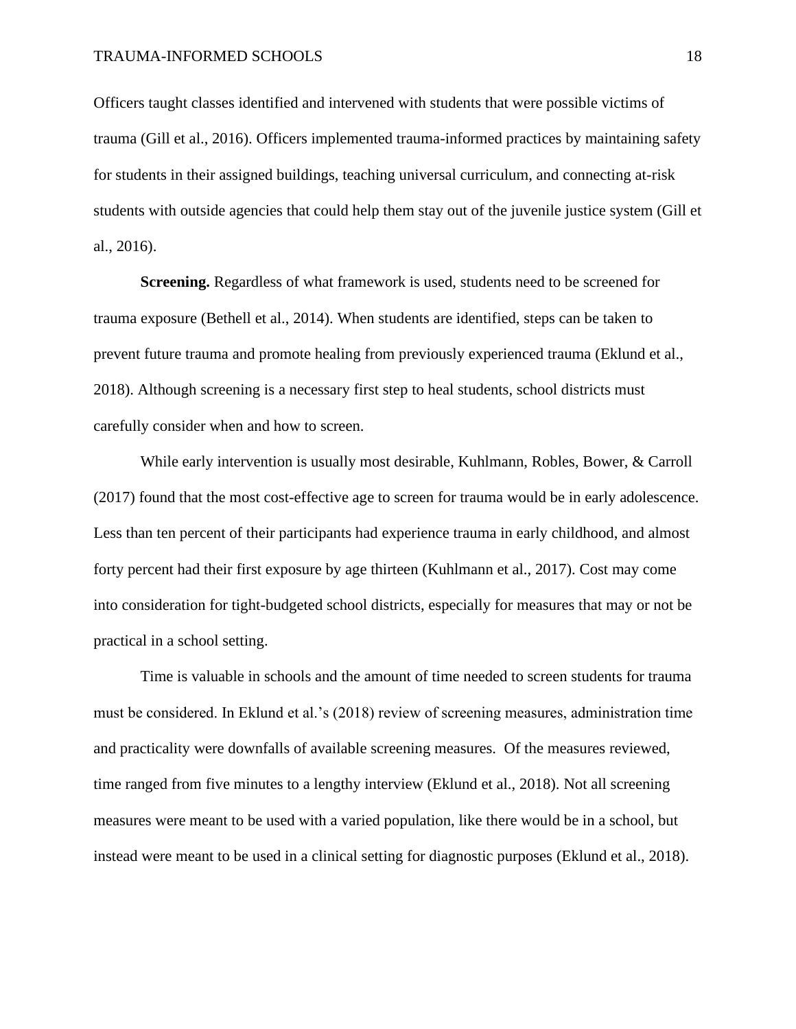Officers taught classes identified and intervened with students that were possible victims of trauma (Gill et al., 2016). Officers implemented trauma-informed practices by maintaining safety for students in their assigned buildings, teaching universal curriculum, and connecting at-risk students with outside agencies that could help them stay out of the juvenile justice system (Gill et al., 2016).

**Screening.** Regardless of what framework is used, students need to be screened for trauma exposure (Bethell et al., 2014). When students are identified, steps can be taken to prevent future trauma and promote healing from previously experienced trauma (Eklund et al., 2018). Although screening is a necessary first step to heal students, school districts must carefully consider when and how to screen.

While early intervention is usually most desirable, Kuhlmann, Robles, Bower, & Carroll (2017) found that the most cost-effective age to screen for trauma would be in early adolescence. Less than ten percent of their participants had experience trauma in early childhood, and almost forty percent had their first exposure by age thirteen (Kuhlmann et al., 2017). Cost may come into consideration for tight-budgeted school districts, especially for measures that may or not be practical in a school setting.

Time is valuable in schools and the amount of time needed to screen students for trauma must be considered. In Eklund et al.'s (2018) review of screening measures, administration time and practicality were downfalls of available screening measures. Of the measures reviewed, time ranged from five minutes to a lengthy interview (Eklund et al., 2018). Not all screening measures were meant to be used with a varied population, like there would be in a school, but instead were meant to be used in a clinical setting for diagnostic purposes (Eklund et al., 2018).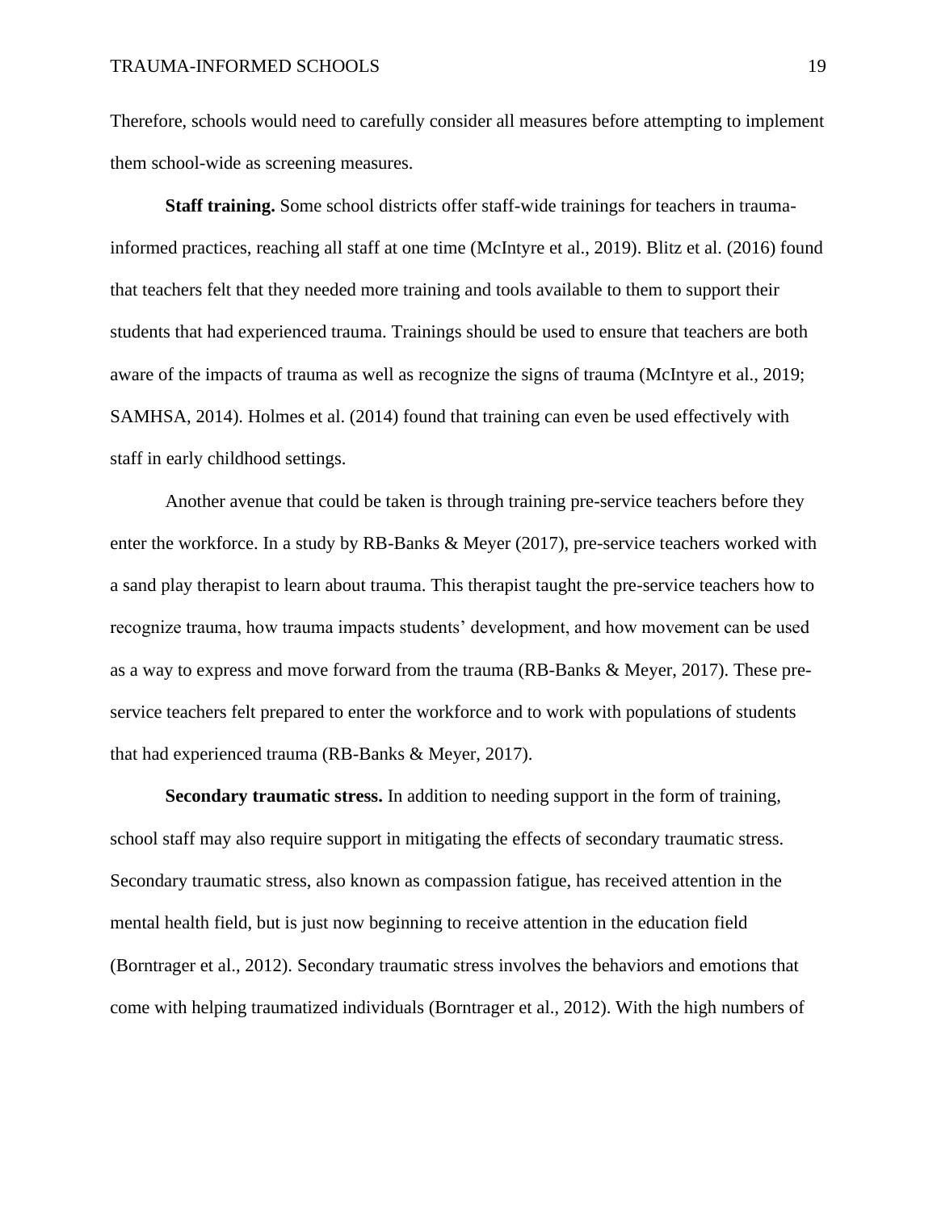Therefore, schools would need to carefully consider all measures before attempting to implement them school-wide as screening measures.

**Staff training.** Some school districts offer staff-wide trainings for teachers in trauma-informed practices, reaching all staff at one time (McIntyre et al., 2019). Blitz et al. (2016) found that teachers felt that they needed more training and tools available to them to support their students that had experienced trauma. Trainings should be used to ensure that teachers are both aware of the impacts of trauma as well as recognize the signs of trauma (McIntyre et al., 2019; SAMHSA, 2014). Holmes et al. (2014) found that training can even be used effectively with staff in early childhood settings.

Another avenue that could be taken is through training pre-service teachers before they enter the workforce. In a study by RB-Banks & Meyer (2017), pre-service teachers worked with a sand play therapist to learn about trauma. This therapist taught the pre-service teachers how to recognize trauma, how trauma impacts students' development, and how movement can be used as a way to express and move forward from the trauma (RB-Banks & Meyer, 2017). These pre-service teachers felt prepared to enter the workforce and to work with populations of students that had experienced trauma (RB-Banks & Meyer, 2017).

**Secondary traumatic stress.** In addition to needing support in the form of training, school staff may also require support in mitigating the effects of secondary traumatic stress. Secondary traumatic stress, also known as compassion fatigue, has received attention in the mental health field, but is just now beginning to receive attention in the education field (Borntrager et al., 2012). Secondary traumatic stress involves the behaviors and emotions that come with helping traumatized individuals (Borntrager et al., 2012). With the high numbers of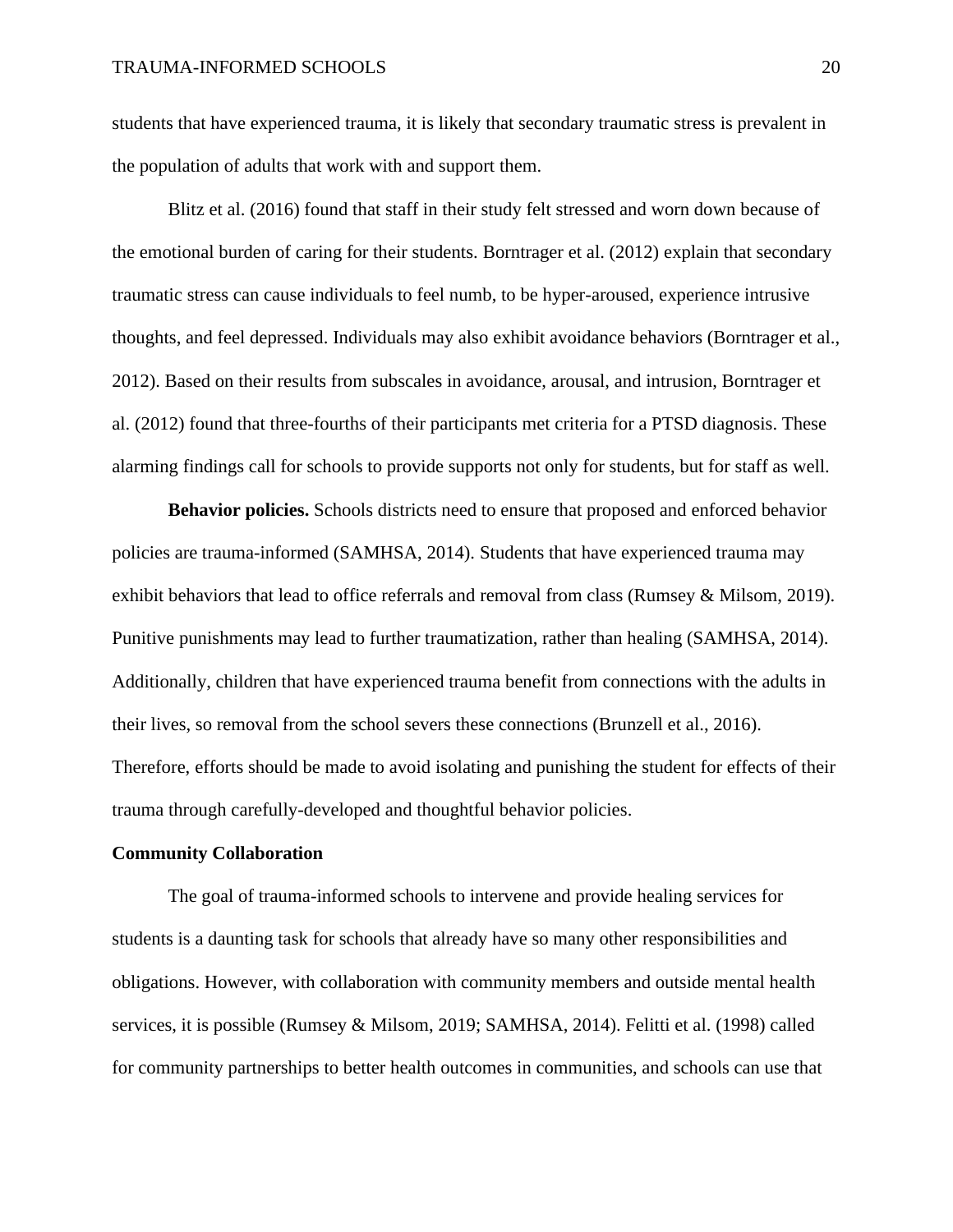students that have experienced trauma, it is likely that secondary traumatic stress is prevalent in the population of adults that work with and support them.

Blitz et al. (2016) found that staff in their study felt stressed and worn down because of the emotional burden of caring for their students. Borntrager et al. (2012) explain that secondary traumatic stress can cause individuals to feel numb, to be hyper-aroused, experience intrusive thoughts, and feel depressed. Individuals may also exhibit avoidance behaviors (Borntrager et al., 2012). Based on their results from subscales in avoidance, arousal, and intrusion, Borntrager et al. (2012) found that three-fourths of their participants met criteria for a PTSD diagnosis. These alarming findings call for schools to provide supports not only for students, but for staff as well.

**Behavior policies.** Schools districts need to ensure that proposed and enforced behavior policies are trauma-informed (SAMHSA, 2014). Students that have experienced trauma may exhibit behaviors that lead to office referrals and removal from class (Rumsey & Milsom, 2019). Punitive punishments may lead to further traumatization, rather than healing (SAMHSA, 2014). Additionally, children that have experienced trauma benefit from connections with the adults in their lives, so removal from the school severs these connections (Brunzell et al., 2016). Therefore, efforts should be made to avoid isolating and punishing the student for effects of their trauma through carefully-developed and thoughtful behavior policies.

## Community Collaboration

The goal of trauma-informed schools to intervene and provide healing services for students is a daunting task for schools that already have so many other responsibilities and obligations. However, with collaboration with community members and outside mental health services, it is possible (Rumsey & Milsom, 2019; SAMHSA, 2014). Felitti et al. (1998) called for community partnerships to better health outcomes in communities, and schools can use that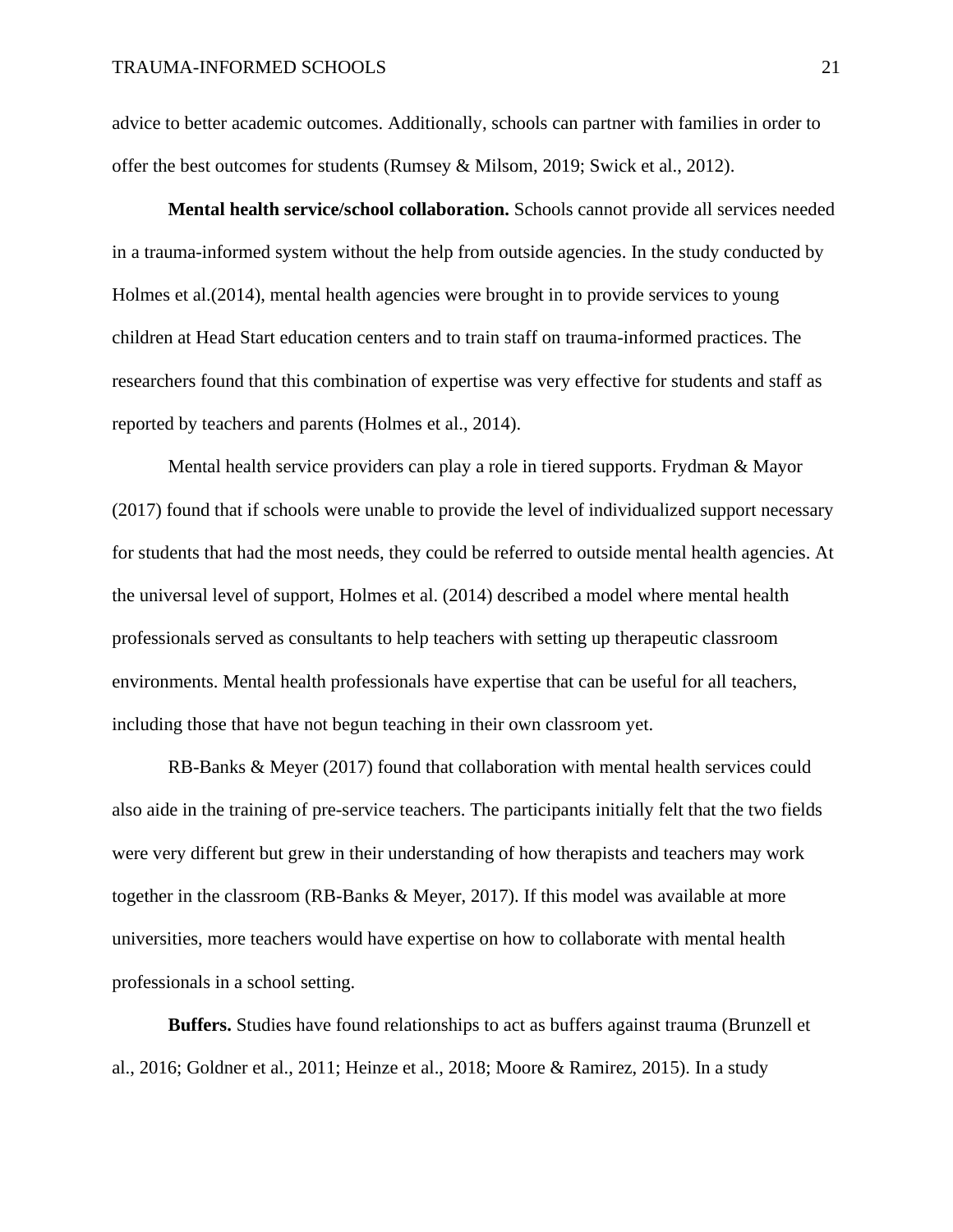advice to better academic outcomes. Additionally, schools can partner with families in order to offer the best outcomes for students (Rumsey & Milsom, 2019; Swick et al., 2012).

**Mental health service/school collaboration.** Schools cannot provide all services needed in a trauma-informed system without the help from outside agencies. In the study conducted by Holmes et al.(2014), mental health agencies were brought in to provide services to young children at Head Start education centers and to train staff on trauma-informed practices. The researchers found that this combination of expertise was very effective for students and staff as reported by teachers and parents (Holmes et al., 2014).

Mental health service providers can play a role in tiered supports. Frydman & Mayor (2017) found that if schools were unable to provide the level of individualized support necessary for students that had the most needs, they could be referred to outside mental health agencies. At the universal level of support, Holmes et al. (2014) described a model where mental health professionals served as consultants to help teachers with setting up therapeutic classroom environments. Mental health professionals have expertise that can be useful for all teachers, including those that have not begun teaching in their own classroom yet.

RB-Banks & Meyer (2017) found that collaboration with mental health services could also aide in the training of pre-service teachers. The participants initially felt that the two fields were very different but grew in their understanding of how therapists and teachers may work together in the classroom (RB-Banks & Meyer, 2017). If this model was available at more universities, more teachers would have expertise on how to collaborate with mental health professionals in a school setting.

**Buffers.** Studies have found relationships to act as buffers against trauma (Brunzell et al., 2016; Goldner et al., 2011; Heinze et al., 2018; Moore & Ramirez, 2015). In a study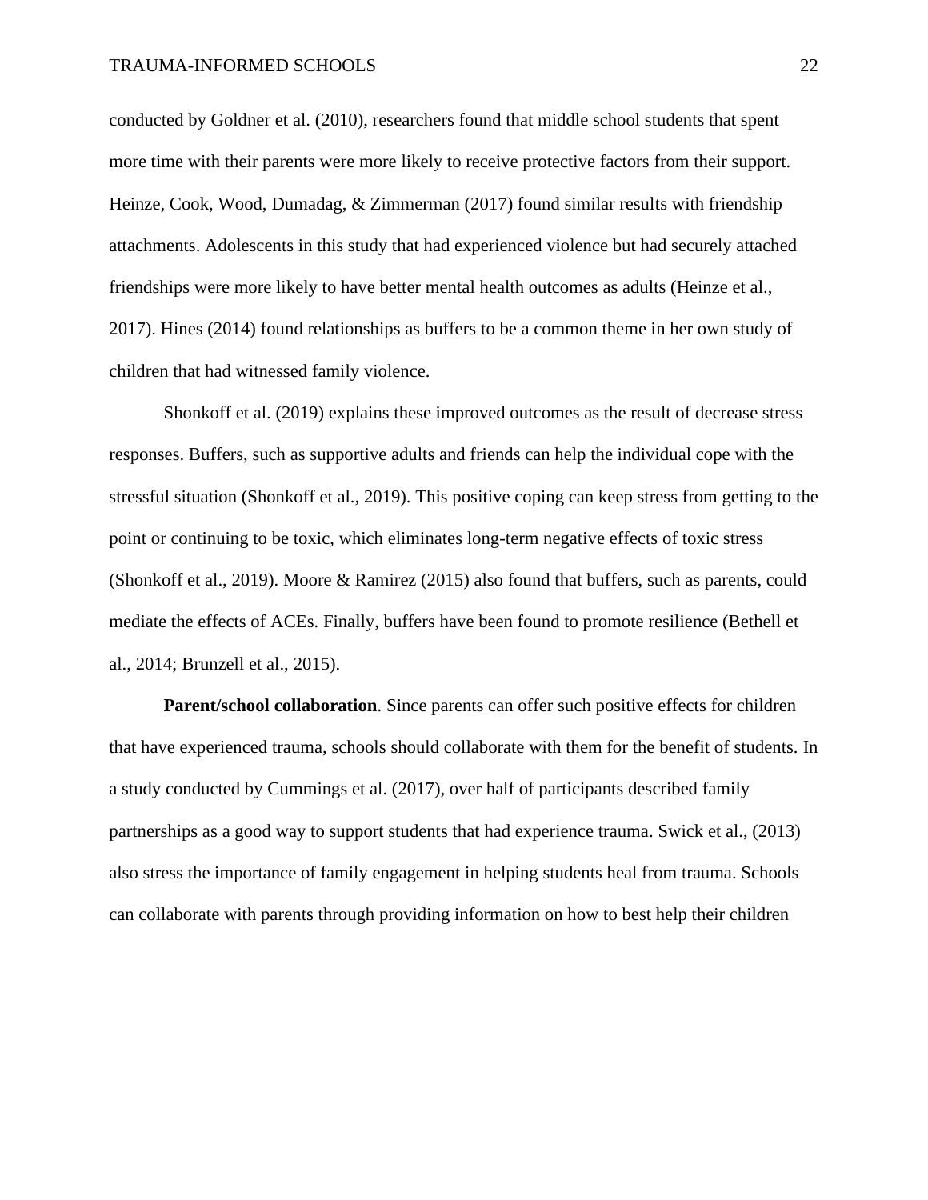conducted by Goldner et al. (2010), researchers found that middle school students that spent more time with their parents were more likely to receive protective factors from their support. Heinze, Cook, Wood, Dumadag, & Zimmerman (2017) found similar results with friendship attachments. Adolescents in this study that had experienced violence but had securely attached friendships were more likely to have better mental health outcomes as adults (Heinze et al., 2017). Hines (2014) found relationships as buffers to be a common theme in her own study of children that had witnessed family violence.

Shonkoff et al. (2019) explains these improved outcomes as the result of decrease stress responses. Buffers, such as supportive adults and friends can help the individual cope with the stressful situation (Shonkoff et al., 2019). This positive coping can keep stress from getting to the point or continuing to be toxic, which eliminates long-term negative effects of toxic stress (Shonkoff et al., 2019). Moore & Ramirez (2015) also found that buffers, such as parents, could mediate the effects of ACEs. Finally, buffers have been found to promote resilience (Bethell et al., 2014; Brunzell et al., 2015).

**Parent/school collaboration**. Since parents can offer such positive effects for children that have experienced trauma, schools should collaborate with them for the benefit of students. In a study conducted by Cummings et al. (2017), over half of participants described family partnerships as a good way to support students that had experience trauma. Swick et al., (2013) also stress the importance of family engagement in helping students heal from trauma. Schools can collaborate with parents through providing information on how to best help their children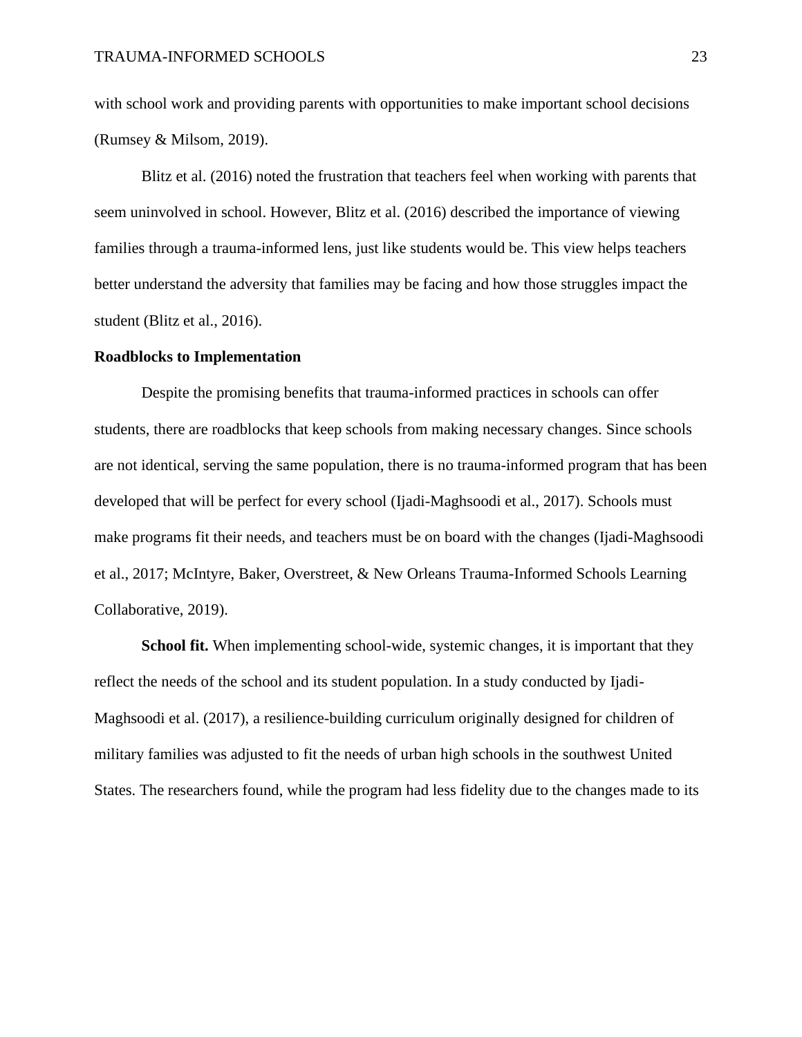with school work and providing parents with opportunities to make important school decisions (Rumsey & Milsom, 2019).

Blitz et al. (2016) noted the frustration that teachers feel when working with parents that seem uninvolved in school. However, Blitz et al. (2016) described the importance of viewing families through a trauma-informed lens, just like students would be. This view helps teachers better understand the adversity that families may be facing and how those struggles impact the student (Blitz et al., 2016).

## Roadblocks to Implementation

Despite the promising benefits that trauma-informed practices in schools can offer students, there are roadblocks that keep schools from making necessary changes. Since schools are not identical, serving the same population, there is no trauma-informed program that has been developed that will be perfect for every school (Ijadi-Maghsoodi et al., 2017). Schools must make programs fit their needs, and teachers must be on board with the changes (Ijadi-Maghsoodi et al., 2017; McIntyre, Baker, Overstreet, & New Orleans Trauma-Informed Schools Learning Collaborative, 2019).

**School fit.** When implementing school-wide, systemic changes, it is important that they reflect the needs of the school and its student population. In a study conducted by Ijadi-Maghsoodi et al. (2017), a resilience-building curriculum originally designed for children of military families was adjusted to fit the needs of urban high schools in the southwest United States. The researchers found, while the program had less fidelity due to the changes made to its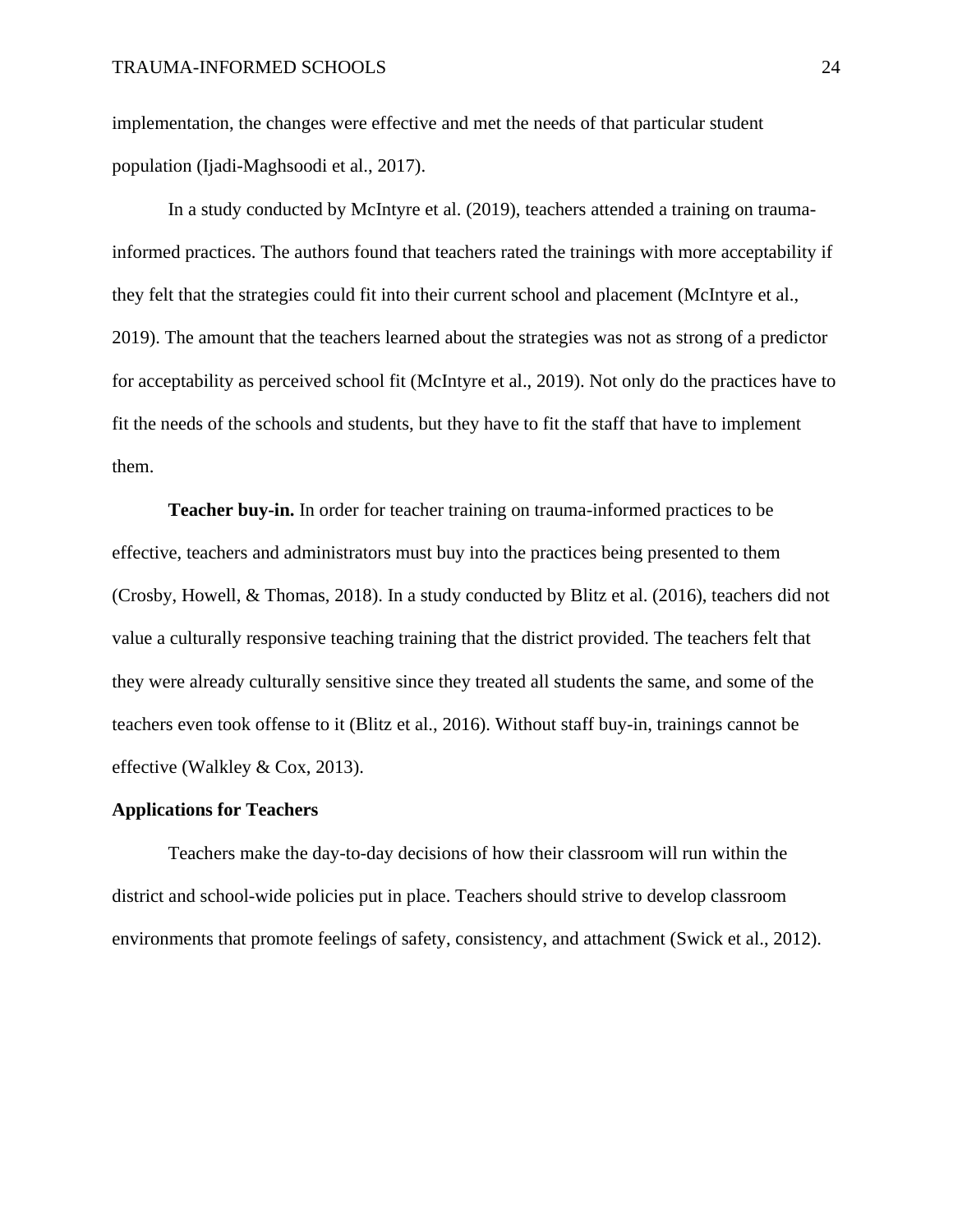implementation, the changes were effective and met the needs of that particular student population (Ijadi-Maghsoodi et al., 2017).

In a study conducted by McIntyre et al. (2019), teachers attended a training on trauma-informed practices. The authors found that teachers rated the trainings with more acceptability if they felt that the strategies could fit into their current school and placement (McIntyre et al., 2019). The amount that the teachers learned about the strategies was not as strong of a predictor for acceptability as perceived school fit (McIntyre et al., 2019). Not only do the practices have to fit the needs of the schools and students, but they have to fit the staff that have to implement them.

**Teacher buy-in.** In order for teacher training on trauma-informed practices to be effective, teachers and administrators must buy into the practices being presented to them (Crosby, Howell, & Thomas, 2018). In a study conducted by Blitz et al. (2016), teachers did not value a culturally responsive teaching training that the district provided. The teachers felt that they were already culturally sensitive since they treated all students the same, and some of the teachers even took offense to it (Blitz et al., 2016). Without staff buy-in, trainings cannot be effective (Walkley & Cox, 2013).

## Applications for Teachers

Teachers make the day-to-day decisions of how their classroom will run within the district and school-wide policies put in place. Teachers should strive to develop classroom environments that promote feelings of safety, consistency, and attachment (Swick et al., 2012).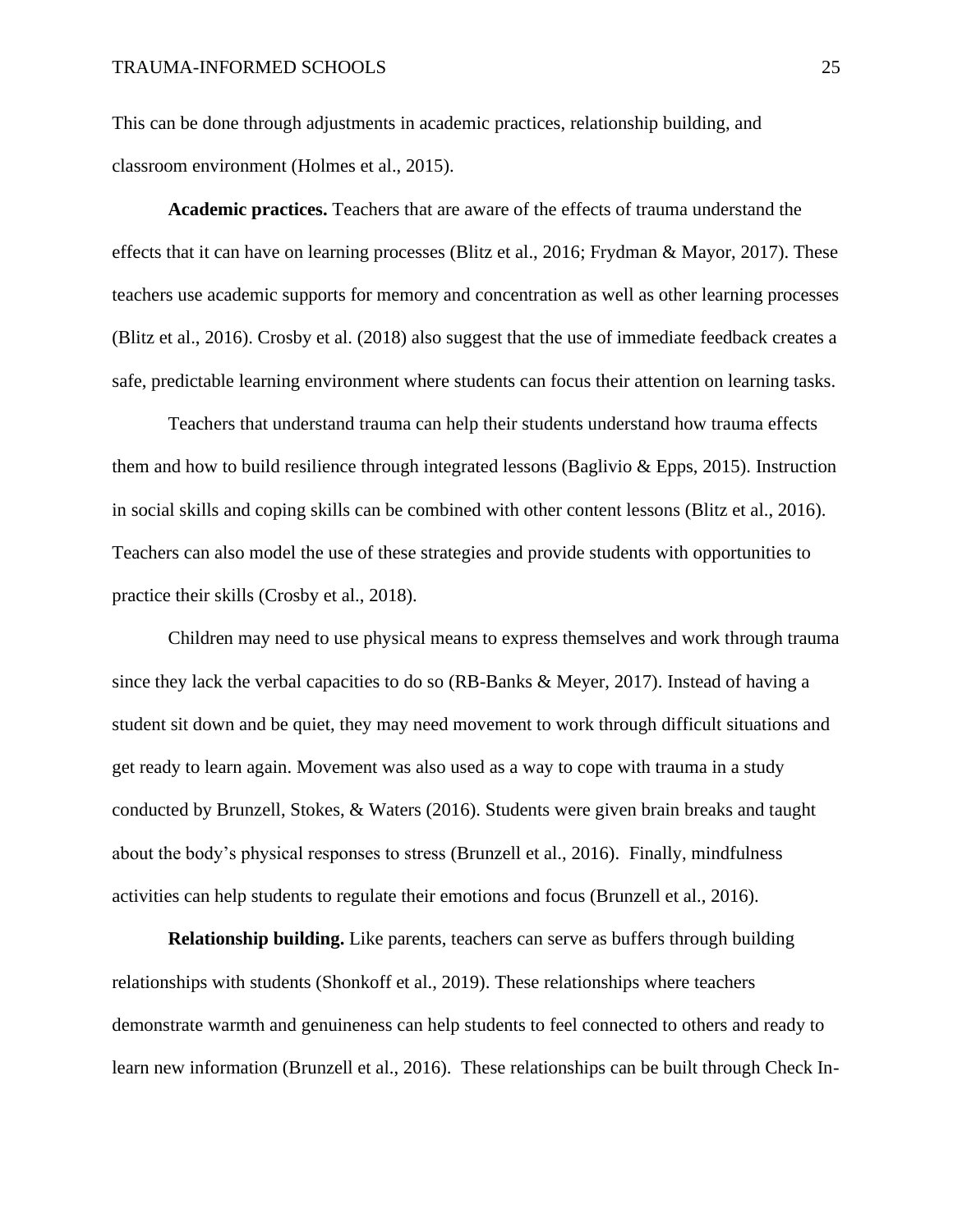This can be done through adjustments in academic practices, relationship building, and classroom environment (Holmes et al., 2015).

**Academic practices.** Teachers that are aware of the effects of trauma understand the effects that it can have on learning processes (Blitz et al., 2016; Frydman & Mayor, 2017). These teachers use academic supports for memory and concentration as well as other learning processes (Blitz et al., 2016). Crosby et al. (2018) also suggest that the use of immediate feedback creates a safe, predictable learning environment where students can focus their attention on learning tasks.

Teachers that understand trauma can help their students understand how trauma effects them and how to build resilience through integrated lessons (Baglivio & Epps, 2015). Instruction in social skills and coping skills can be combined with other content lessons (Blitz et al., 2016). Teachers can also model the use of these strategies and provide students with opportunities to practice their skills (Crosby et al., 2018).

Children may need to use physical means to express themselves and work through trauma since they lack the verbal capacities to do so (RB-Banks & Meyer, 2017). Instead of having a student sit down and be quiet, they may need movement to work through difficult situations and get ready to learn again. Movement was also used as a way to cope with trauma in a study conducted by Brunzell, Stokes, & Waters (2016). Students were given brain breaks and taught about the body's physical responses to stress (Brunzell et al., 2016). Finally, mindfulness activities can help students to regulate their emotions and focus (Brunzell et al., 2016).

**Relationship building.** Like parents, teachers can serve as buffers through building relationships with students (Shonkoff et al., 2019). These relationships where teachers demonstrate warmth and genuineness can help students to feel connected to others and ready to learn new information (Brunzell et al., 2016). These relationships can be built through Check In-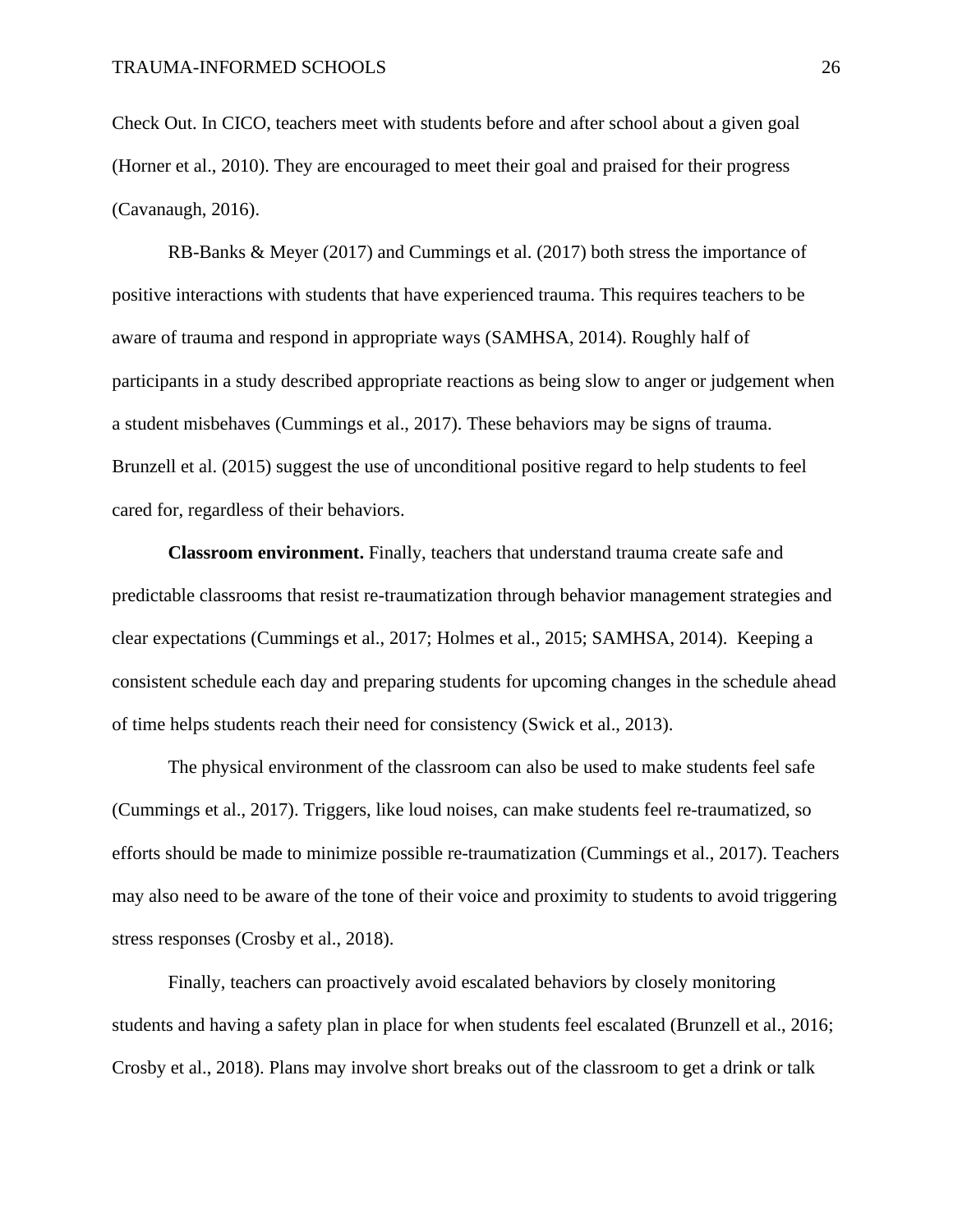Check Out. In CICO, teachers meet with students before and after school about a given goal (Horner et al., 2010). They are encouraged to meet their goal and praised for their progress (Cavanaugh, 2016).

RB-Banks & Meyer (2017) and Cummings et al. (2017) both stress the importance of positive interactions with students that have experienced trauma. This requires teachers to be aware of trauma and respond in appropriate ways (SAMHSA, 2014). Roughly half of participants in a study described appropriate reactions as being slow to anger or judgement when a student misbehaves (Cummings et al., 2017). These behaviors may be signs of trauma. Brunzell et al. (2015) suggest the use of unconditional positive regard to help students to feel cared for, regardless of their behaviors.

**Classroom environment.** Finally, teachers that understand trauma create safe and predictable classrooms that resist re-traumatization through behavior management strategies and clear expectations (Cummings et al., 2017; Holmes et al., 2015; SAMHSA, 2014). Keeping a consistent schedule each day and preparing students for upcoming changes in the schedule ahead of time helps students reach their need for consistency (Swick et al., 2013).

The physical environment of the classroom can also be used to make students feel safe (Cummings et al., 2017). Triggers, like loud noises, can make students feel re-traumatized, so efforts should be made to minimize possible re-traumatization (Cummings et al., 2017). Teachers may also need to be aware of the tone of their voice and proximity to students to avoid triggering stress responses (Crosby et al., 2018).

Finally, teachers can proactively avoid escalated behaviors by closely monitoring students and having a safety plan in place for when students feel escalated (Brunzell et al., 2016; Crosby et al., 2018). Plans may involve short breaks out of the classroom to get a drink or talk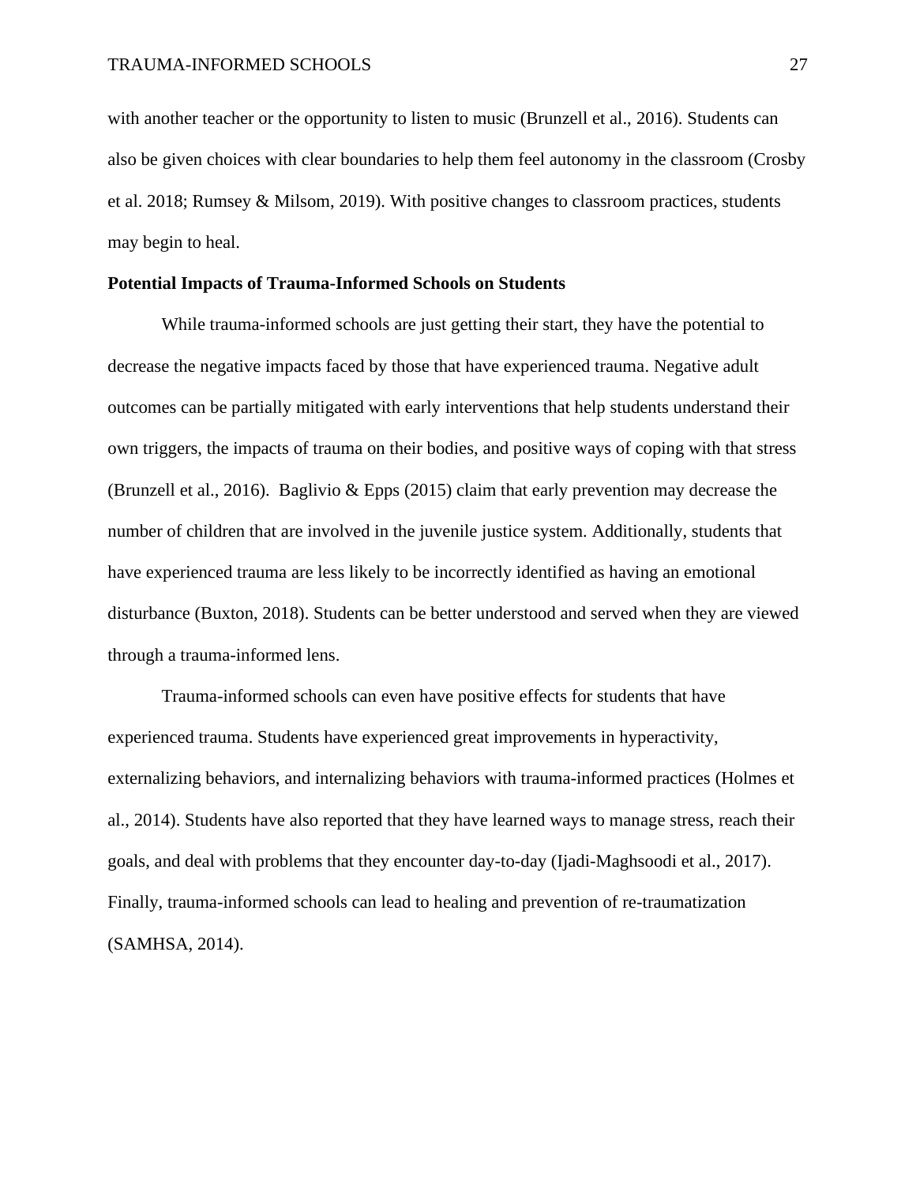with another teacher or the opportunity to listen to music (Brunzell et al., 2016). Students can also be given choices with clear boundaries to help them feel autonomy in the classroom (Crosby et al. 2018; Rumsey & Milsom, 2019). With positive changes to classroom practices, students may begin to heal.

**Potential Impacts of Trauma-Informed Schools on Students**

While trauma-informed schools are just getting their start, they have the potential to decrease the negative impacts faced by those that have experienced trauma. Negative adult outcomes can be partially mitigated with early interventions that help students understand their own triggers, the impacts of trauma on their bodies, and positive ways of coping with that stress (Brunzell et al., 2016). Baglivio & Epps (2015) claim that early prevention may decrease the number of children that are involved in the juvenile justice system. Additionally, students that have experienced trauma are less likely to be incorrectly identified as having an emotional disturbance (Buxton, 2018). Students can be better understood and served when they are viewed through a trauma-informed lens.

Trauma-informed schools can even have positive effects for students that have experienced trauma. Students have experienced great improvements in hyperactivity, externalizing behaviors, and internalizing behaviors with trauma-informed practices (Holmes et al., 2014). Students have also reported that they have learned ways to manage stress, reach their goals, and deal with problems that they encounter day-to-day (Ijadi-Maghsoodi et al., 2017). Finally, trauma-informed schools can lead to healing and prevention of re-traumatization (SAMHSA, 2014).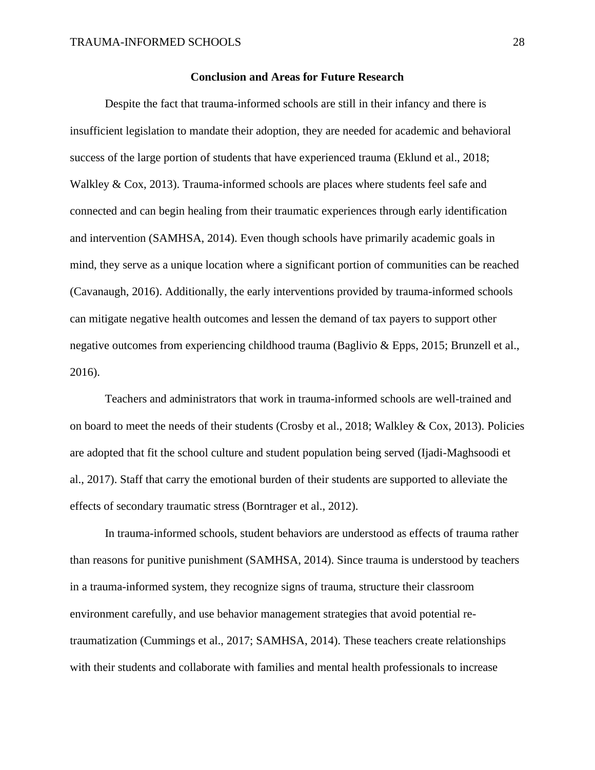## Conclusion and Areas for Future Research

Despite the fact that trauma-informed schools are still in their infancy and there is insufficient legislation to mandate their adoption, they are needed for academic and behavioral success of the large portion of students that have experienced trauma (Eklund et al., 2018; Walkley & Cox, 2013). Trauma-informed schools are places where students feel safe and connected and can begin healing from their traumatic experiences through early identification and intervention (SAMHSA, 2014). Even though schools have primarily academic goals in mind, they serve as a unique location where a significant portion of communities can be reached (Cavanaugh, 2016). Additionally, the early interventions provided by trauma-informed schools can mitigate negative health outcomes and lessen the demand of tax payers to support other negative outcomes from experiencing childhood trauma (Baglivio & Epps, 2015; Brunzell et al., 2016).

Teachers and administrators that work in trauma-informed schools are well-trained and on board to meet the needs of their students (Crosby et al., 2018; Walkley & Cox, 2013). Policies are adopted that fit the school culture and student population being served (Ijadi-Maghsoodi et al., 2017). Staff that carry the emotional burden of their students are supported to alleviate the effects of secondary traumatic stress (Borntrager et al., 2012).

In trauma-informed schools, student behaviors are understood as effects of trauma rather than reasons for punitive punishment (SAMHSA, 2014). Since trauma is understood by teachers in a trauma-informed system, they recognize signs of trauma, structure their classroom environment carefully, and use behavior management strategies that avoid potential re-traumatization (Cummings et al., 2017; SAMHSA, 2014). These teachers create relationships with their students and collaborate with families and mental health professionals to increase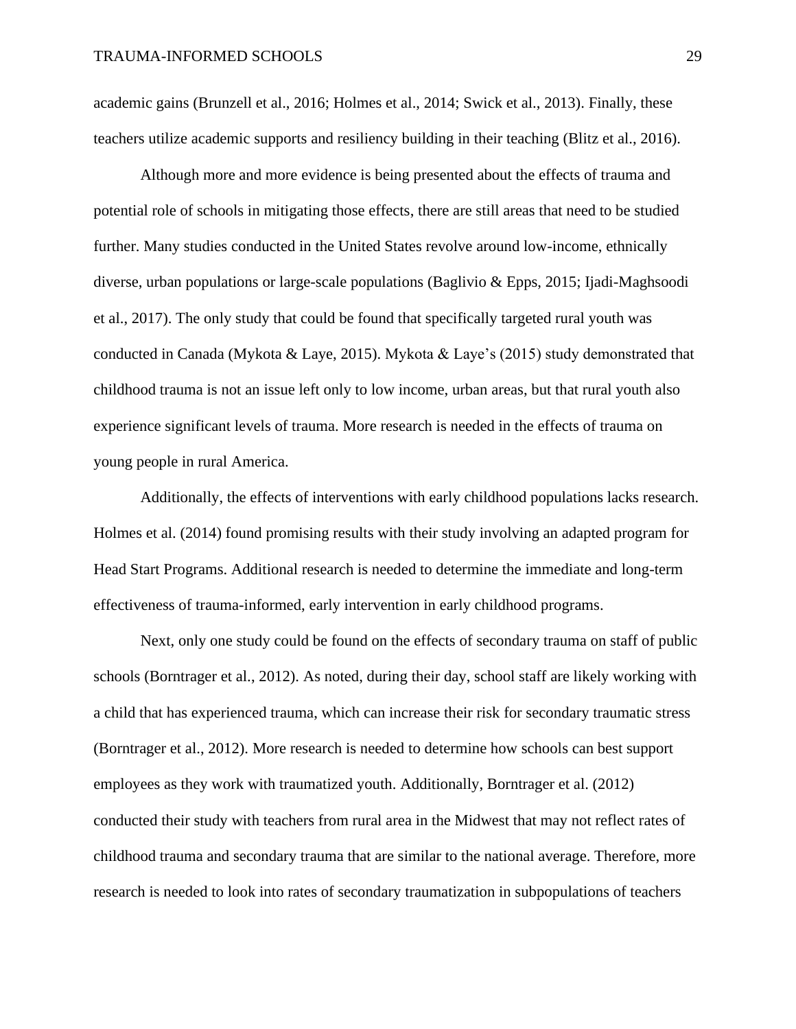academic gains (Brunzell et al., 2016; Holmes et al., 2014; Swick et al., 2013). Finally, these teachers utilize academic supports and resiliency building in their teaching (Blitz et al., 2016).

Although more and more evidence is being presented about the effects of trauma and potential role of schools in mitigating those effects, there are still areas that need to be studied further. Many studies conducted in the United States revolve around low-income, ethnically diverse, urban populations or large-scale populations (Baglivio & Epps, 2015; Ijadi-Maghsoodi et al., 2017). The only study that could be found that specifically targeted rural youth was conducted in Canada (Mykota & Laye, 2015). Mykota & Laye's (2015) study demonstrated that childhood trauma is not an issue left only to low income, urban areas, but that rural youth also experience significant levels of trauma. More research is needed in the effects of trauma on young people in rural America.

Additionally, the effects of interventions with early childhood populations lacks research. Holmes et al. (2014) found promising results with their study involving an adapted program for Head Start Programs. Additional research is needed to determine the immediate and long-term effectiveness of trauma-informed, early intervention in early childhood programs.

Next, only one study could be found on the effects of secondary trauma on staff of public schools (Borntrager et al., 2012). As noted, during their day, school staff are likely working with a child that has experienced trauma, which can increase their risk for secondary traumatic stress (Borntrager et al., 2012). More research is needed to determine how schools can best support employees as they work with traumatized youth. Additionally, Borntrager et al. (2012) conducted their study with teachers from rural area in the Midwest that may not reflect rates of childhood trauma and secondary trauma that are similar to the national average. Therefore, more research is needed to look into rates of secondary traumatization in subpopulations of teachers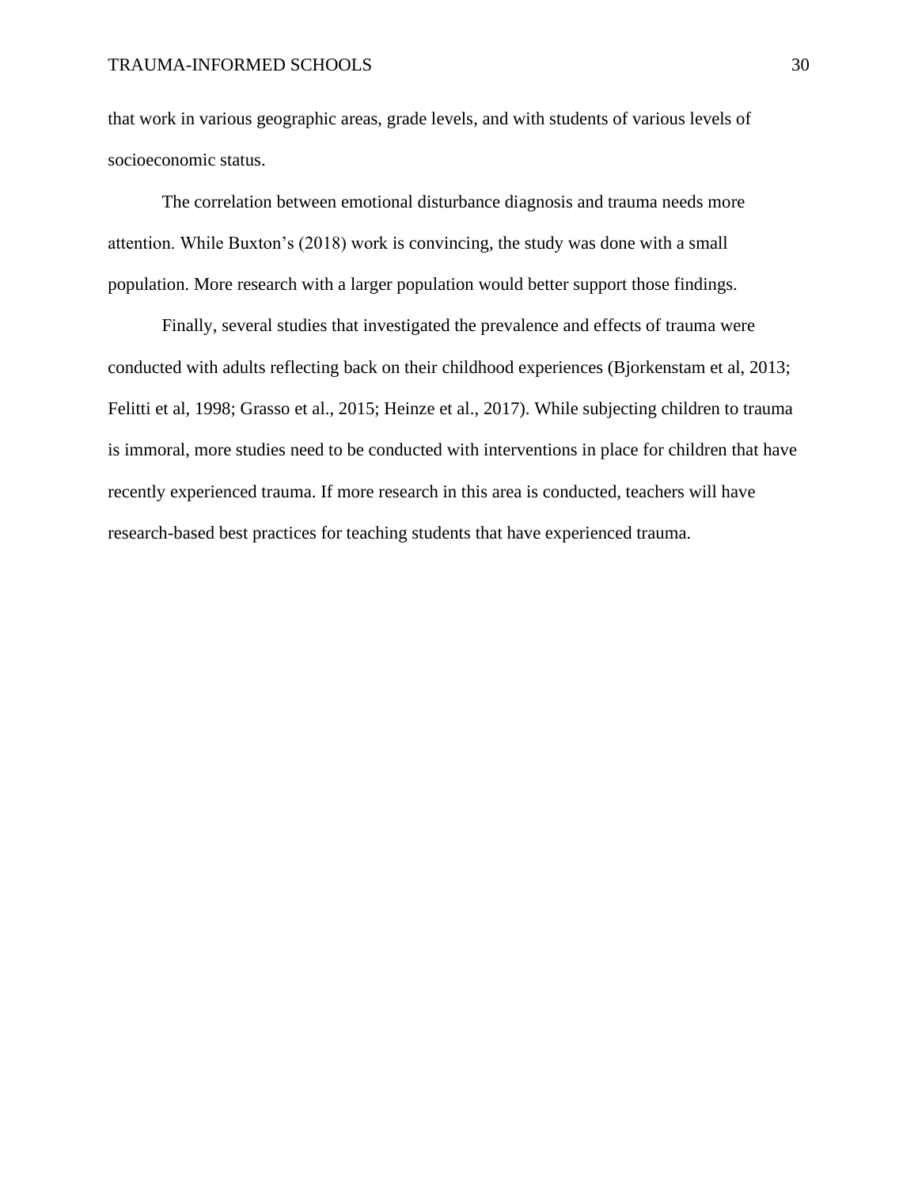that work in various geographic areas, grade levels, and with students of various levels of socioeconomic status.

The correlation between emotional disturbance diagnosis and trauma needs more attention. While Buxton's (2018) work is convincing, the study was done with a small population. More research with a larger population would better support those findings.

Finally, several studies that investigated the prevalence and effects of trauma were conducted with adults reflecting back on their childhood experiences (Bjorkenstam et al, 2013; Felitti et al, 1998; Grasso et al., 2015; Heinze et al., 2017). While subjecting children to trauma is immoral, more studies need to be conducted with interventions in place for children that have recently experienced trauma. If more research in this area is conducted, teachers will have research-based best practices for teaching students that have experienced trauma.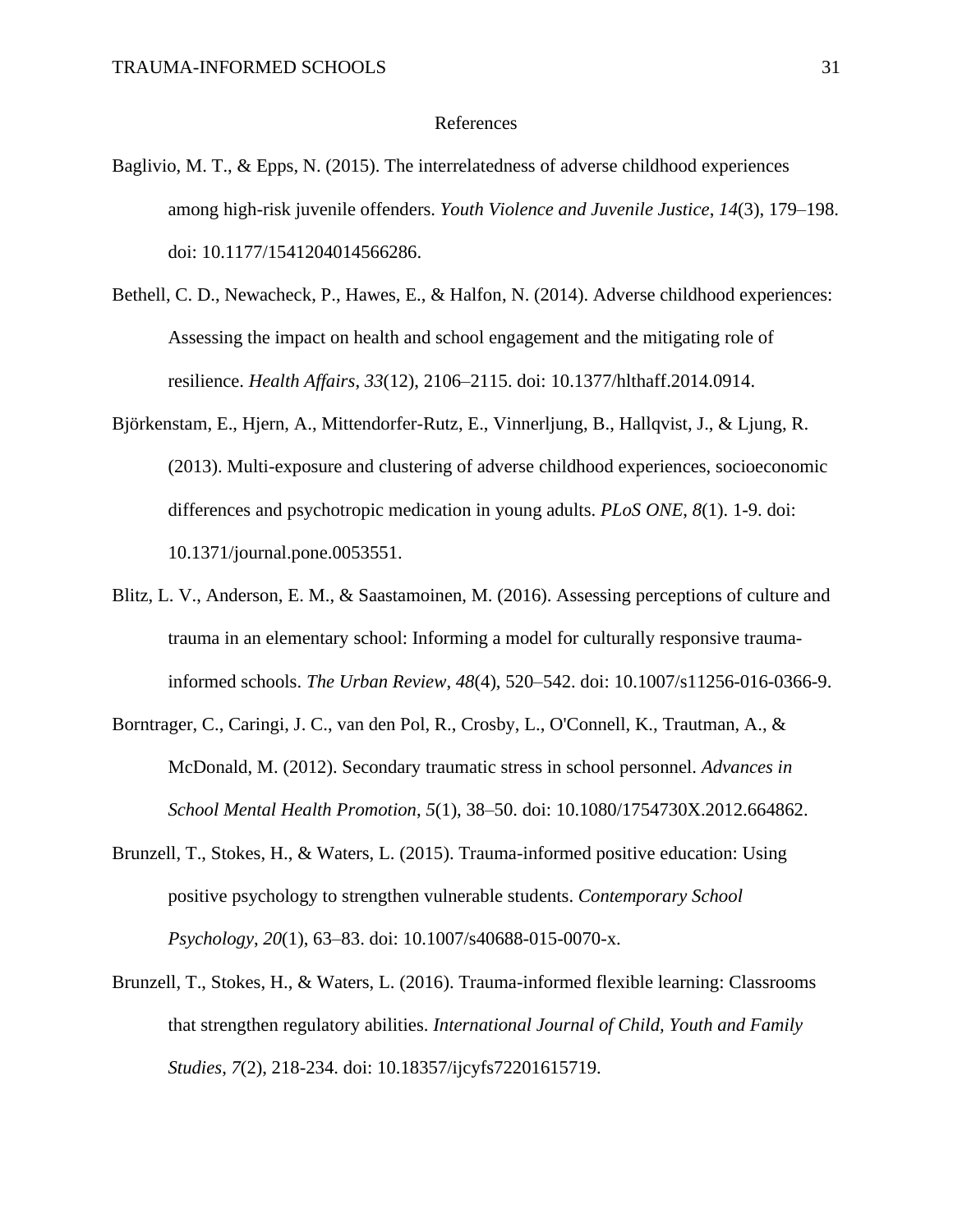# References

Baglivio, M. T., & Epps, N. (2015). The interrelatedness of adverse childhood experiences among high-risk juvenile offenders. *Youth Violence and Juvenile Justice*, *14*(3), 179–198. doi: 10.1177/1541204014566286.

Bethell, C. D., Newacheck, P., Hawes, E., & Halfon, N. (2014). Adverse childhood experiences: Assessing the impact on health and school engagement and the mitigating role of resilience. *Health Affairs*, *33*(12), 2106–2115. doi: 10.1377/hlthaff.2014.0914.

Björkenstam, E., Hjern, A., Mittendorfer-Rutz, E., Vinnerljung, B., Hallqvist, J., & Ljung, R. (2013). Multi-exposure and clustering of adverse childhood experiences, socioeconomic differences and psychotropic medication in young adults. *PLoS ONE*, *8*(1). 1-9. doi: 10.1371/journal.pone.0053551.

Blitz, L. V., Anderson, E. M., & Saastamoinen, M. (2016). Assessing perceptions of culture and trauma in an elementary school: Informing a model for culturally responsive trauma-informed schools. *The Urban Review*, *48*(4), 520–542. doi: 10.1007/s11256-016-0366-9.

Borntrager, C., Caringi, J. C., van den Pol, R., Crosby, L., O'Connell, K., Trautman, A., & McDonald, M. (2012). Secondary traumatic stress in school personnel. *Advances in School Mental Health Promotion*, *5*(1), 38–50. doi: 10.1080/1754730X.2012.664862.

Brunzell, T., Stokes, H., & Waters, L. (2015). Trauma-informed positive education: Using positive psychology to strengthen vulnerable students. *Contemporary School Psychology*, *20*(1), 63–83. doi: 10.1007/s40688-015-0070-x.

Brunzell, T., Stokes, H., & Waters, L. (2016). Trauma-informed flexible learning: Classrooms that strengthen regulatory abilities. *International Journal of Child, Youth and Family Studies*, *7*(2), 218-234. doi: 10.18357/ijcyfs72201615719.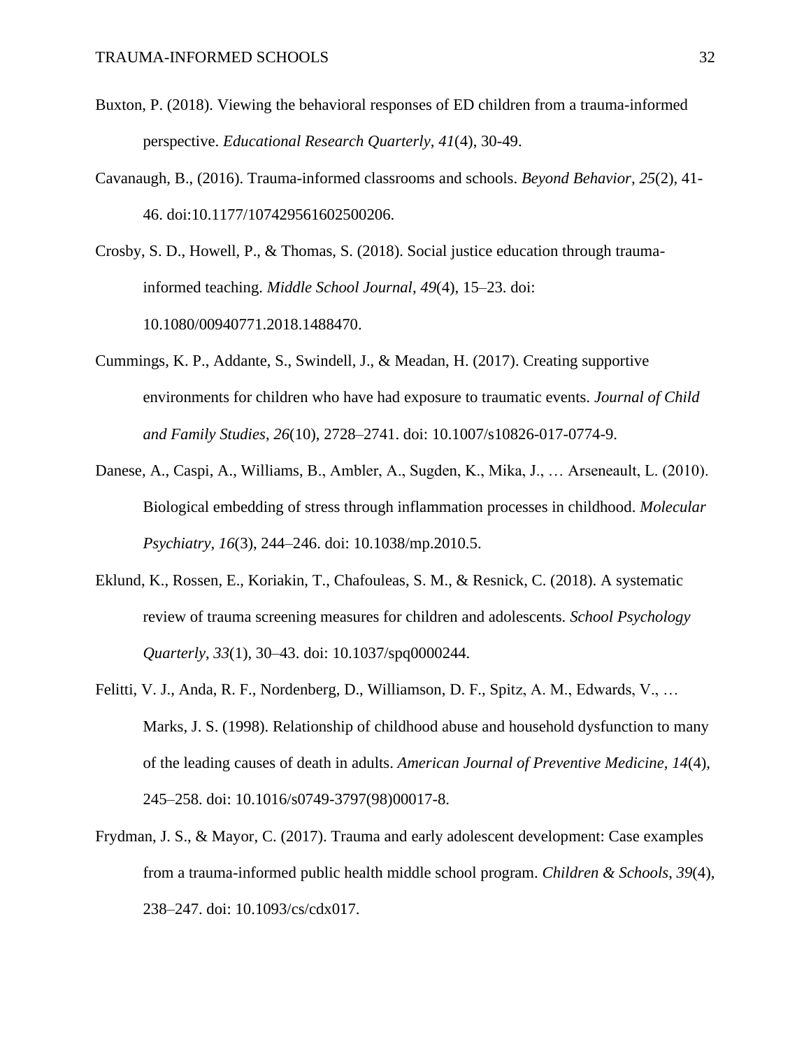Buxton, P. (2018). Viewing the behavioral responses of ED children from a trauma-informed perspective. *Educational Research Quarterly*, *41*(4), 30-49.

Cavanaugh, B., (2016). Trauma-informed classrooms and schools. *Beyond Behavior, 25*(2), 41-46. doi:10.1177/107429561602500206.

Crosby, S. D., Howell, P., & Thomas, S. (2018). Social justice education through trauma-informed teaching. *Middle School Journal*, *49*(4), 15–23. doi: 10.1080/00940771.2018.1488470.

Cummings, K. P., Addante, S., Swindell, J., & Meadan, H. (2017). Creating supportive environments for children who have had exposure to traumatic events. *Journal of Child and Family Studies*, *26*(10), 2728–2741. doi: 10.1007/s10826-017-0774-9.

Danese, A., Caspi, A., Williams, B., Ambler, A., Sugden, K., Mika, J., … Arseneault, L. (2010). Biological embedding of stress through inflammation processes in childhood. *Molecular Psychiatry*, *16*(3), 244–246. doi: 10.1038/mp.2010.5.

Eklund, K., Rossen, E., Koriakin, T., Chafouleas, S. M., & Resnick, C. (2018). A systematic review of trauma screening measures for children and adolescents. *School Psychology Quarterly*, *33*(1), 30–43. doi: 10.1037/spq0000244.

Felitti, V. J., Anda, R. F., Nordenberg, D., Williamson, D. F., Spitz, A. M., Edwards, V., … Marks, J. S. (1998). Relationship of childhood abuse and household dysfunction to many of the leading causes of death in adults. *American Journal of Preventive Medicine, 14*(4), 245–258. doi: 10.1016/s0749-3797(98)00017-8.

Frydman, J. S., & Mayor, C. (2017). Trauma and early adolescent development: Case examples from a trauma-informed public health middle school program. *Children & Schools*, *39*(4), 238–247. doi: 10.1093/cs/cdx017.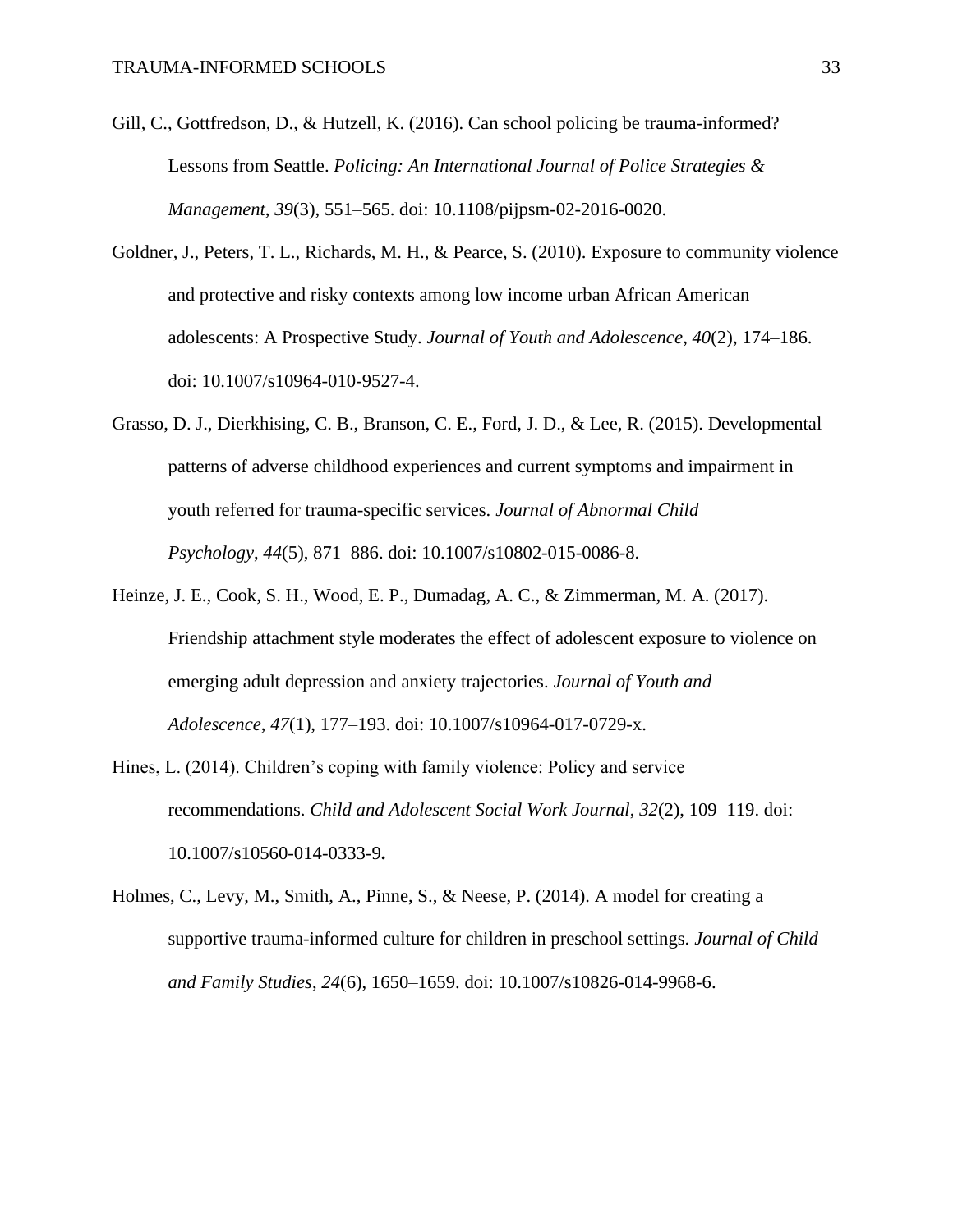Gill, C., Gottfredson, D., & Hutzell, K. (2016). Can school policing be trauma-informed? Lessons from Seattle. *Policing: An International Journal of Police Strategies & Management*, *39*(3), 551–565. doi: 10.1108/pijpsm-02-2016-0020.

Goldner, J., Peters, T. L., Richards, M. H., & Pearce, S. (2010). Exposure to community violence and protective and risky contexts among low income urban African American adolescents: A Prospective Study. *Journal of Youth and Adolescence*, *40*(2), 174–186. doi: 10.1007/s10964-010-9527-4.

Grasso, D. J., Dierkhising, C. B., Branson, C. E., Ford, J. D., & Lee, R. (2015). Developmental patterns of adverse childhood experiences and current symptoms and impairment in youth referred for trauma-specific services. *Journal of Abnormal Child Psychology*, *44*(5), 871–886. doi: 10.1007/s10802-015-0086-8.

Heinze, J. E., Cook, S. H., Wood, E. P., Dumadag, A. C., & Zimmerman, M. A. (2017). Friendship attachment style moderates the effect of adolescent exposure to violence on emerging adult depression and anxiety trajectories. *Journal of Youth and Adolescence*, *47*(1), 177–193. doi: 10.1007/s10964-017-0729-x.

Hines, L. (2014). Children's coping with family violence: Policy and service recommendations. *Child and Adolescent Social Work Journal*, *32*(2), 109–119. doi: 10.1007/s10560-014-0333-9**.**

Holmes, C., Levy, M., Smith, A., Pinne, S., & Neese, P. (2014). A model for creating a supportive trauma-informed culture for children in preschool settings. *Journal of Child and Family Studies*, *24*(6), 1650–1659. doi: 10.1007/s10826-014-9968-6.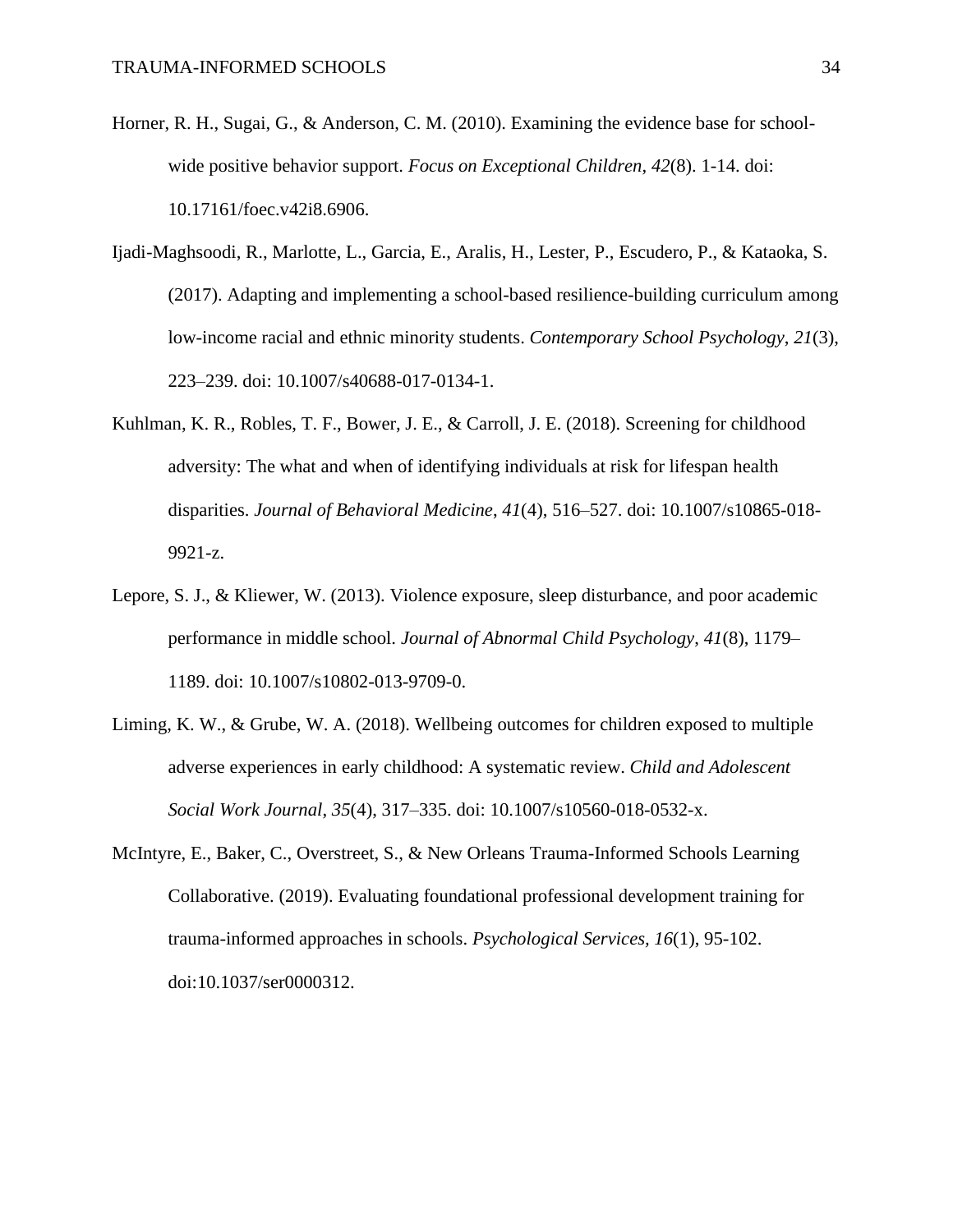Horner, R. H., Sugai, G., & Anderson, C. M. (2010). Examining the evidence base for school-wide positive behavior support. *Focus on Exceptional Children*, *42*(8). 1-14. doi: 10.17161/foec.v42i8.6906.

Ijadi-Maghsoodi, R., Marlotte, L., Garcia, E., Aralis, H., Lester, P., Escudero, P., & Kataoka, S. (2017). Adapting and implementing a school-based resilience-building curriculum among low-income racial and ethnic minority students. *Contemporary School Psychology*, *21*(3), 223–239. doi: 10.1007/s40688-017-0134-1.

Kuhlman, K. R., Robles, T. F., Bower, J. E., & Carroll, J. E. (2018). Screening for childhood adversity: The what and when of identifying individuals at risk for lifespan health disparities. *Journal of Behavioral Medicine*, *41*(4), 516–527. doi: 10.1007/s10865-018-9921-z.

Lepore, S. J., & Kliewer, W. (2013). Violence exposure, sleep disturbance, and poor academic performance in middle school. *Journal of Abnormal Child Psychology*, *41*(8), 1179–1189. doi: 10.1007/s10802-013-9709-0.

Liming, K. W., & Grube, W. A. (2018). Wellbeing outcomes for children exposed to multiple adverse experiences in early childhood: A systematic review. *Child and Adolescent Social Work Journal*, *35*(4), 317–335. doi: 10.1007/s10560-018-0532-x.

McIntyre, E., Baker, C., Overstreet, S., & New Orleans Trauma-Informed Schools Learning Collaborative. (2019). Evaluating foundational professional development training for trauma-informed approaches in schools. *Psychological Services, 16*(1), 95-102. doi:10.1037/ser0000312.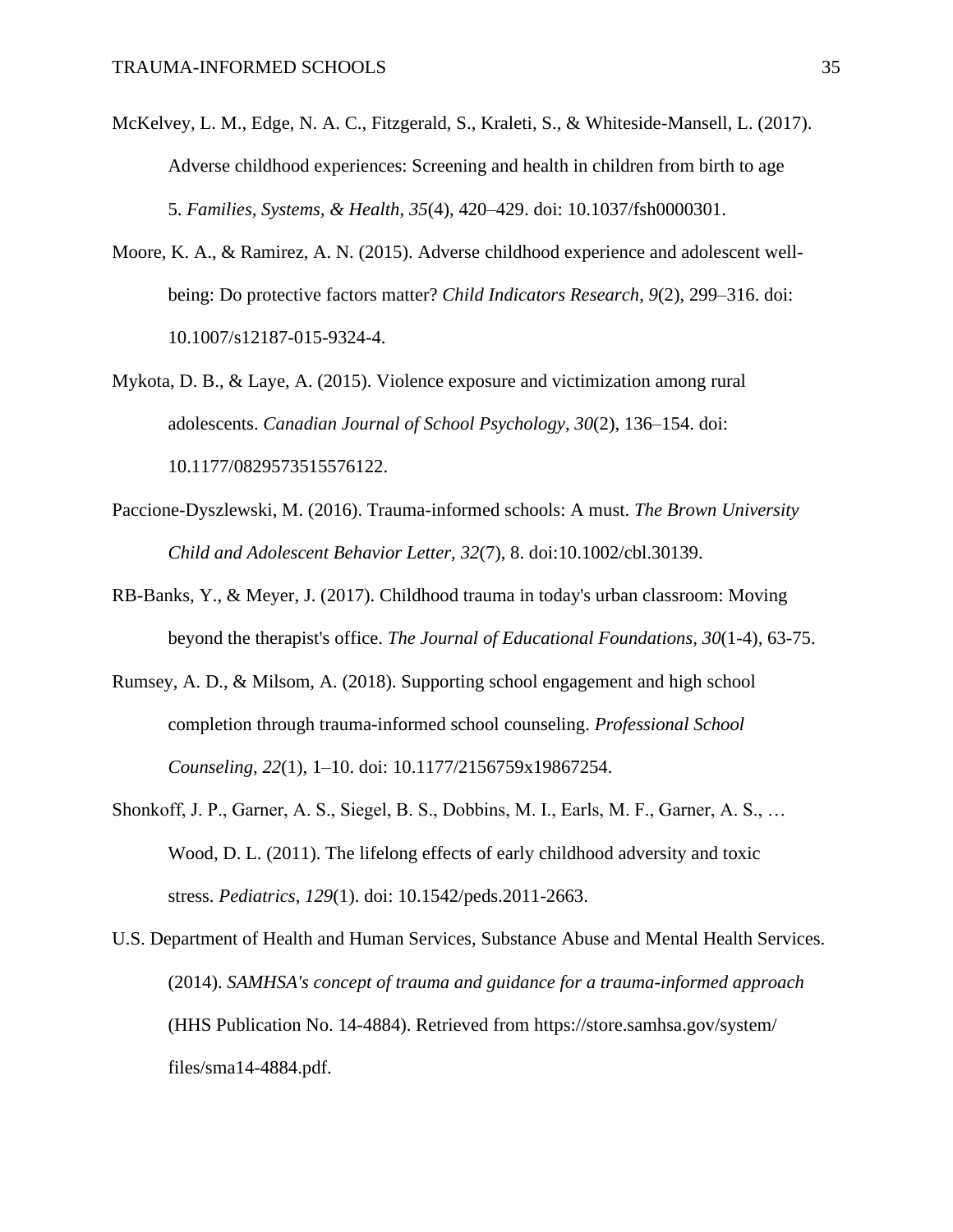McKelvey, L. M., Edge, N. A. C., Fitzgerald, S., Kraleti, S., & Whiteside-Mansell, L. (2017). Adverse childhood experiences: Screening and health in children from birth to age 5. *Families, Systems, & Health*, *35*(4), 420–429. doi: 10.1037/fsh0000301.

Moore, K. A., & Ramirez, A. N. (2015). Adverse childhood experience and adolescent well-being: Do protective factors matter? *Child Indicators Research*, *9*(2), 299–316. doi: 10.1007/s12187-015-9324-4.

Mykota, D. B., & Laye, A. (2015). Violence exposure and victimization among rural adolescents. *Canadian Journal of School Psychology*, *30*(2), 136–154. doi: 10.1177/0829573515576122.

Paccione-Dyszlewski, M. (2016). Trauma-informed schools: A must. *The Brown University Child and Adolescent Behavior Letter, 32*(7), 8. doi:10.1002/cbl.30139.

RB-Banks, Y., & Meyer, J. (2017). Childhood trauma in today's urban classroom: Moving beyond the therapist's office. *The Journal of Educational Foundations, 30*(1-4), 63-75.

Rumsey, A. D., & Milsom, A. (2018). Supporting school engagement and high school completion through trauma-informed school counseling. *Professional School Counseling*, *22*(1), 1–10. doi: 10.1177/2156759x19867254.

Shonkoff, J. P., Garner, A. S., Siegel, B. S., Dobbins, M. I., Earls, M. F., Garner, A. S., … Wood, D. L. (2011). The lifelong effects of early childhood adversity and toxic stress. *Pediatrics*, *129*(1). doi: 10.1542/peds.2011-2663.

U.S. Department of Health and Human Services, Substance Abuse and Mental Health Services. (2014). *SAMHSA's concept of trauma and guidance for a trauma-informed approach* (HHS Publication No. 14-4884). Retrieved from https://store.samhsa.gov/system/files/sma14-4884.pdf.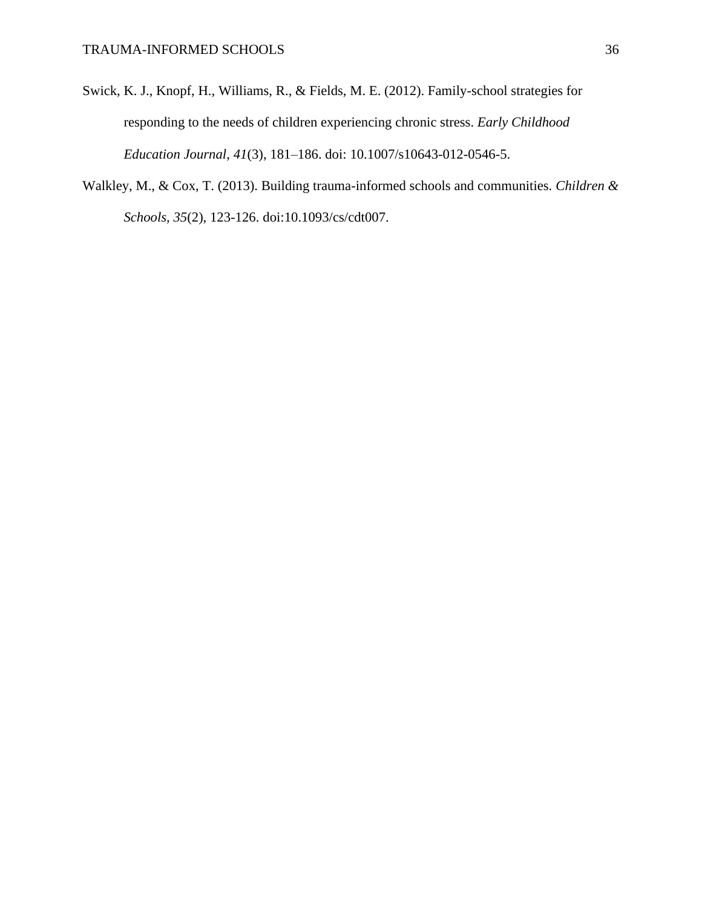Swick, K. J., Knopf, H., Williams, R., & Fields, M. E. (2012). Family-school strategies for responding to the needs of children experiencing chronic stress. *Early Childhood Education Journal*, *41*(3), 181–186. doi: 10.1007/s10643-012-0546-5.

Walkley, M., & Cox, T. (2013). Building trauma-informed schools and communities. *Children & Schools, 35*(2), 123-126. doi:10.1093/cs/cdt007.